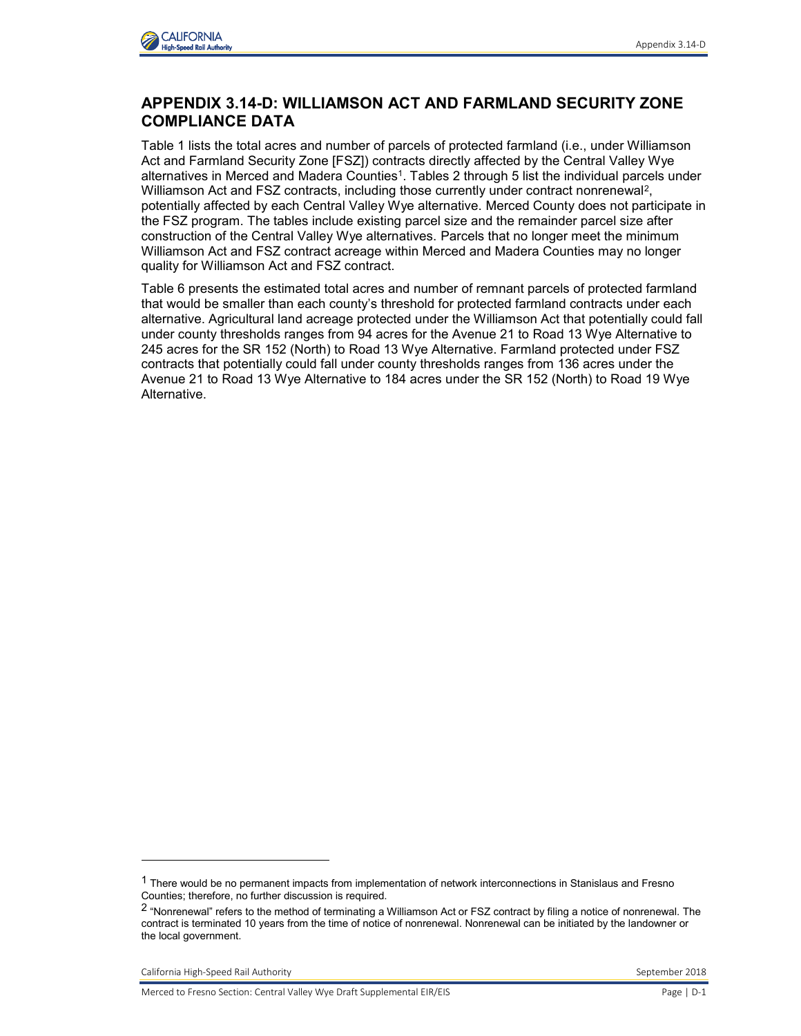## APPENDIX 3.14-D: WILLIAMSON ACT AND FARMLAND SECURITY ZONE COMPLIANCE DATA

Table 1 lists the total acres and number of parcels of protected farmland (i.e., under Williamson Act and Farmland Security Zone [FSZ]) contracts directly affected by the Central Valley Wye alternatives in Merced and Madera Counties[1]. Tables 2 through 5 list the individual parcels under Williamson Act and FSZ contracts, including those currently under contract nonrenewal[2], potentially affected by each Central Valley Wye alternative. Merced County does not participate in the FSZ program. The tables include existing parcel size and the remainder parcel size after construction of the Central Valley Wye alternatives. Parcels that no longer meet the minimum Williamson Act and FSZ contract acreage within Merced and Madera Counties may no longer quality for Williamson Act and FSZ contract.

Table 6 presents the estimated total acres and number of remnant parcels of protected farmland that would be smaller than each county's threshold for protected farmland contracts under each alternative. Agricultural land acreage protected under the Williamson Act that potentially could fall under county thresholds ranges from 94 acres for the Avenue 21 to Road 13 Wye Alternative to 245 acres for the SR 152 (North) to Road 13 Wye Alternative. Farmland protected under FSZ contracts that potentially could fall under county thresholds ranges from 136 acres under the Avenue 21 to Road 13 Wye Alternative to 184 acres under the SR 152 (North) to Road 19 Wye Alternative.

---

[1] There would be no permanent impacts from implementation of network interconnections in Stanislaus and Fresno Counties; therefore, no further discussion is required.

[2] "Nonrenewal" refers to the method of terminating a Williamson Act or FSZ contract by filing a notice of nonrenewal. The contract is terminated 10 years from the time of notice of nonrenewal. Nonrenewal can be initiated by the landowner or the local government.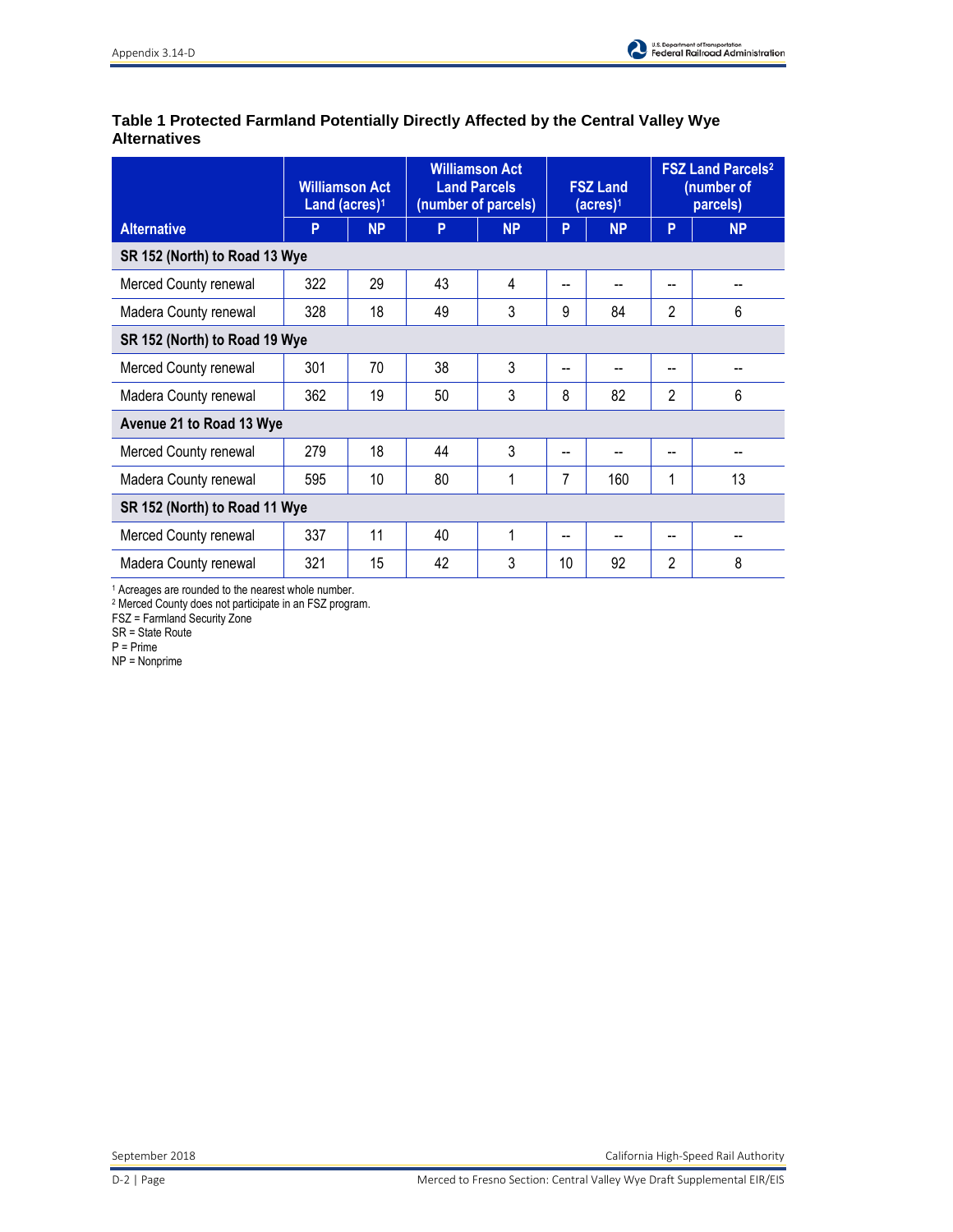**Table 1 Protected Farmland Potentially Directly Affected by the Central Valley Wye Alternatives**

| Alternative | Williamson Act Land (acres)[1] | | Williamson Act Land Parcels (number of parcels) | | FSZ Land (acres)[1] | | FSZ Land Parcels[2] (number of parcels) | |
|---|---|---|---|---|---|---|---|---|
| | P | NP | P | NP | P | NP | P | NP |
| **SR 152 (North) to Road 13 Wye** | | | | | | | | |
| Merced County renewal | 322 | 29 | 43 | 4 | -- | -- | -- | -- |
| Madera County renewal | 328 | 18 | 49 | 3 | 9 | 84 | 2 | 6 |
| **SR 152 (North) to Road 19 Wye** | | | | | | | | |
| Merced County renewal | 301 | 70 | 38 | 3 | -- | -- | -- | -- |
| Madera County renewal | 362 | 19 | 50 | 3 | 8 | 82 | 2 | 6 |
| **Avenue 21 to Road 13 Wye** | | | | | | | | |
| Merced County renewal | 279 | 18 | 44 | 3 | -- | -- | -- | -- |
| Madera County renewal | 595 | 10 | 80 | 1 | 7 | 160 | 1 | 13 |
| **SR 152 (North) to Road 11 Wye** | | | | | | | | |
| Merced County renewal | 337 | 11 | 40 | 1 | -- | -- | -- | -- |
| Madera County renewal | 321 | 15 | 42 | 3 | 10 | 92 | 2 | 8 |

[1] Acreages are rounded to the nearest whole number.
[2] Merced County does not participate in an FSZ program.
FSZ = Farmland Security Zone
SR = State Route
P = Prime
NP = Nonprime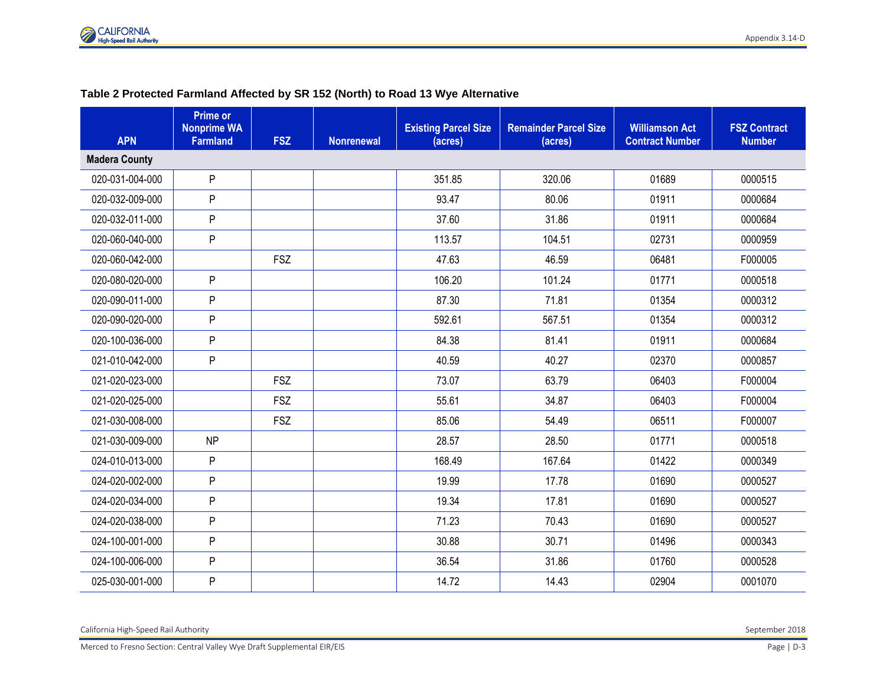**Table 2 Protected Farmland Affected by SR 152 (North) to Road 13 Wye Alternative**

| APN | Prime or Nonprime WA Farmland | FSZ | Nonrenewal | Existing Parcel Size (acres) | Remainder Parcel Size (acres) | Williamson Act Contract Number | FSZ Contract Number |
|---|---|---|---|---|---|---|---|
| **Madera County** | | | | | | | |
| 020-031-004-000 | P | | | 351.85 | 320.06 | 01689 | 0000515 |
| 020-032-009-000 | P | | | 93.47 | 80.06 | 01911 | 0000684 |
| 020-032-011-000 | P | | | 37.60 | 31.86 | 01911 | 0000684 |
| 020-060-040-000 | P | | | 113.57 | 104.51 | 02731 | 0000959 |
| 020-060-042-000 | | FSZ | | 47.63 | 46.59 | 06481 | F000005 |
| 020-080-020-000 | P | | | 106.20 | 101.24 | 01771 | 0000518 |
| 020-090-011-000 | P | | | 87.30 | 71.81 | 01354 | 0000312 |
| 020-090-020-000 | P | | | 592.61 | 567.51 | 01354 | 0000312 |
| 020-100-036-000 | P | | | 84.38 | 81.41 | 01911 | 0000684 |
| 021-010-042-000 | P | | | 40.59 | 40.27 | 02370 | 0000857 |
| 021-020-023-000 | | FSZ | | 73.07 | 63.79 | 06403 | F000004 |
| 021-020-025-000 | | FSZ | | 55.61 | 34.87 | 06403 | F000004 |
| 021-030-008-000 | | FSZ | | 85.06 | 54.49 | 06511 | F000007 |
| 021-030-009-000 | NP | | | 28.57 | 28.50 | 01771 | 0000518 |
| 024-010-013-000 | P | | | 168.49 | 167.64 | 01422 | 0000349 |
| 024-020-002-000 | P | | | 19.99 | 17.78 | 01690 | 0000527 |
| 024-020-034-000 | P | | | 19.34 | 17.81 | 01690 | 0000527 |
| 024-020-038-000 | P | | | 71.23 | 70.43 | 01690 | 0000527 |
| 024-100-001-000 | P | | | 30.88 | 30.71 | 01496 | 0000343 |
| 024-100-006-000 | P | | | 36.54 | 31.86 | 01760 | 0000528 |
| 025-030-001-000 | P | | | 14.72 | 14.43 | 02904 | 0001070 |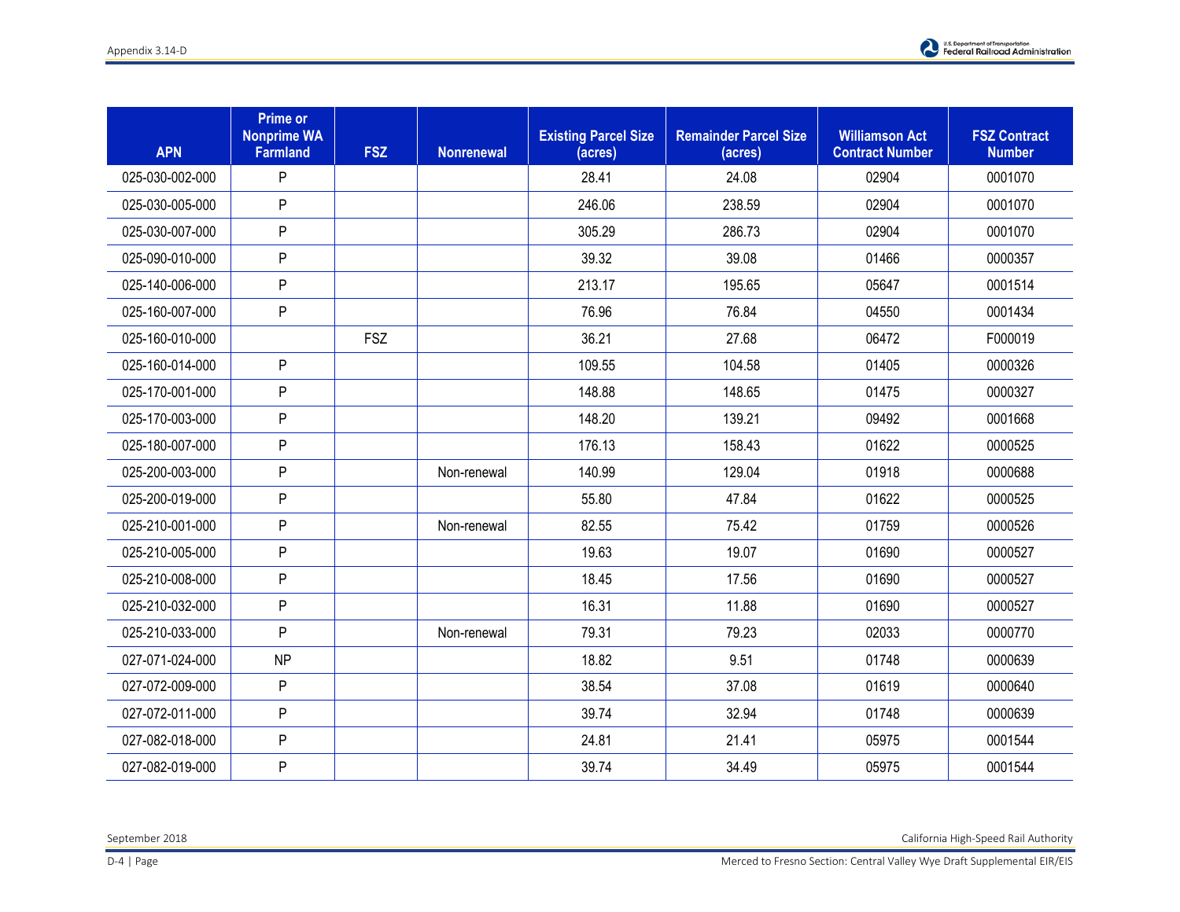| APN | Prime or Nonprime WA Farmland | FSZ | Nonrenewal | Existing Parcel Size (acres) | Remainder Parcel Size (acres) | Williamson Act Contract Number | FSZ Contract Number |
|---|---|---|---|---|---|---|---|
| 025-030-002-000 | P | | | 28.41 | 24.08 | 02904 | 0001070 |
| 025-030-005-000 | P | | | 246.06 | 238.59 | 02904 | 0001070 |
| 025-030-007-000 | P | | | 305.29 | 286.73 | 02904 | 0001070 |
| 025-090-010-000 | P | | | 39.32 | 39.08 | 01466 | 0000357 |
| 025-140-006-000 | P | | | 213.17 | 195.65 | 05647 | 0001514 |
| 025-160-007-000 | P | | | 76.96 | 76.84 | 04550 | 0001434 |
| 025-160-010-000 | | FSZ | | 36.21 | 27.68 | 06472 | F000019 |
| 025-160-014-000 | P | | | 109.55 | 104.58 | 01405 | 0000326 |
| 025-170-001-000 | P | | | 148.88 | 148.65 | 01475 | 0000327 |
| 025-170-003-000 | P | | | 148.20 | 139.21 | 09492 | 0001668 |
| 025-180-007-000 | P | | | 176.13 | 158.43 | 01622 | 0000525 |
| 025-200-003-000 | P | | Non-renewal | 140.99 | 129.04 | 01918 | 0000688 |
| 025-200-019-000 | P | | | 55.80 | 47.84 | 01622 | 0000525 |
| 025-210-001-000 | P | | Non-renewal | 82.55 | 75.42 | 01759 | 0000526 |
| 025-210-005-000 | P | | | 19.63 | 19.07 | 01690 | 0000527 |
| 025-210-008-000 | P | | | 18.45 | 17.56 | 01690 | 0000527 |
| 025-210-032-000 | P | | | 16.31 | 11.88 | 01690 | 0000527 |
| 025-210-033-000 | P | | Non-renewal | 79.31 | 79.23 | 02033 | 0000770 |
| 027-071-024-000 | NP | | | 18.82 | 9.51 | 01748 | 0000639 |
| 027-072-009-000 | P | | | 38.54 | 37.08 | 01619 | 0000640 |
| 027-072-011-000 | P | | | 39.74 | 32.94 | 01748 | 0000639 |
| 027-082-018-000 | P | | | 24.81 | 21.41 | 05975 | 0001544 |
| 027-082-019-000 | P | | | 39.74 | 34.49 | 05975 | 0001544 |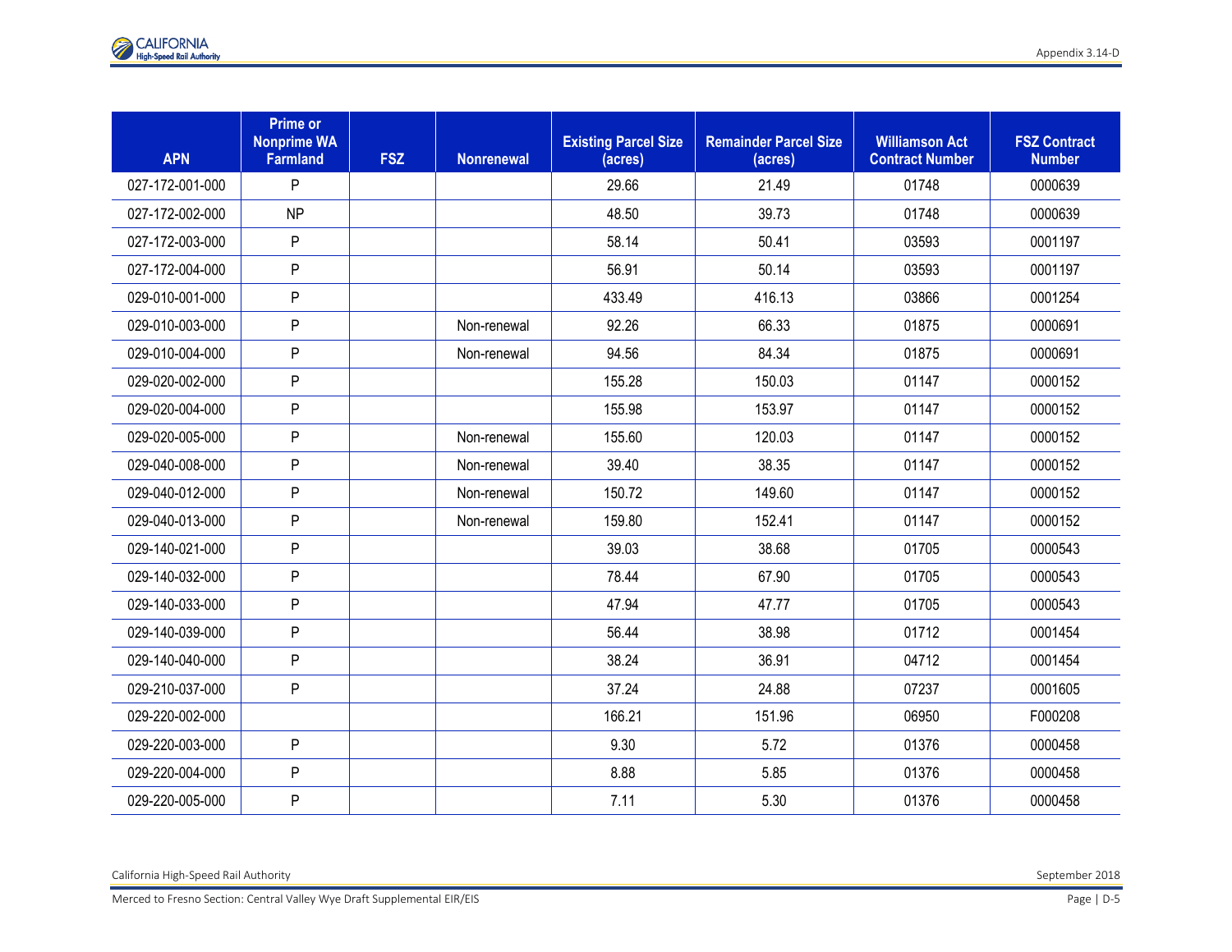| APN | Prime or Nonprime WA Farmland | FSZ | Nonrenewal | Existing Parcel Size (acres) | Remainder Parcel Size (acres) | Williamson Act Contract Number | FSZ Contract Number |
|---|---|---|---|---|---|---|---|
| 027-172-001-000 | P | | | 29.66 | 21.49 | 01748 | 0000639 |
| 027-172-002-000 | NP | | | 48.50 | 39.73 | 01748 | 0000639 |
| 027-172-003-000 | P | | | 58.14 | 50.41 | 03593 | 0001197 |
| 027-172-004-000 | P | | | 56.91 | 50.14 | 03593 | 0001197 |
| 029-010-001-000 | P | | | 433.49 | 416.13 | 03866 | 0001254 |
| 029-010-003-000 | P | | Non-renewal | 92.26 | 66.33 | 01875 | 0000691 |
| 029-010-004-000 | P | | Non-renewal | 94.56 | 84.34 | 01875 | 0000691 |
| 029-020-002-000 | P | | | 155.28 | 150.03 | 01147 | 0000152 |
| 029-020-004-000 | P | | | 155.98 | 153.97 | 01147 | 0000152 |
| 029-020-005-000 | P | | Non-renewal | 155.60 | 120.03 | 01147 | 0000152 |
| 029-040-008-000 | P | | Non-renewal | 39.40 | 38.35 | 01147 | 0000152 |
| 029-040-012-000 | P | | Non-renewal | 150.72 | 149.60 | 01147 | 0000152 |
| 029-040-013-000 | P | | Non-renewal | 159.80 | 152.41 | 01147 | 0000152 |
| 029-140-021-000 | P | | | 39.03 | 38.68 | 01705 | 0000543 |
| 029-140-032-000 | P | | | 78.44 | 67.90 | 01705 | 0000543 |
| 029-140-033-000 | P | | | 47.94 | 47.77 | 01705 | 0000543 |
| 029-140-039-000 | P | | | 56.44 | 38.98 | 01712 | 0001454 |
| 029-140-040-000 | P | | | 38.24 | 36.91 | 04712 | 0001454 |
| 029-210-037-000 | P | | | 37.24 | 24.88 | 07237 | 0001605 |
| 029-220-002-000 | | | | 166.21 | 151.96 | 06950 | F000208 |
| 029-220-003-000 | P | | | 9.30 | 5.72 | 01376 | 0000458 |
| 029-220-004-000 | P | | | 8.88 | 5.85 | 01376 | 0000458 |
| 029-220-005-000 | P | | | 7.11 | 5.30 | 01376 | 0000458 |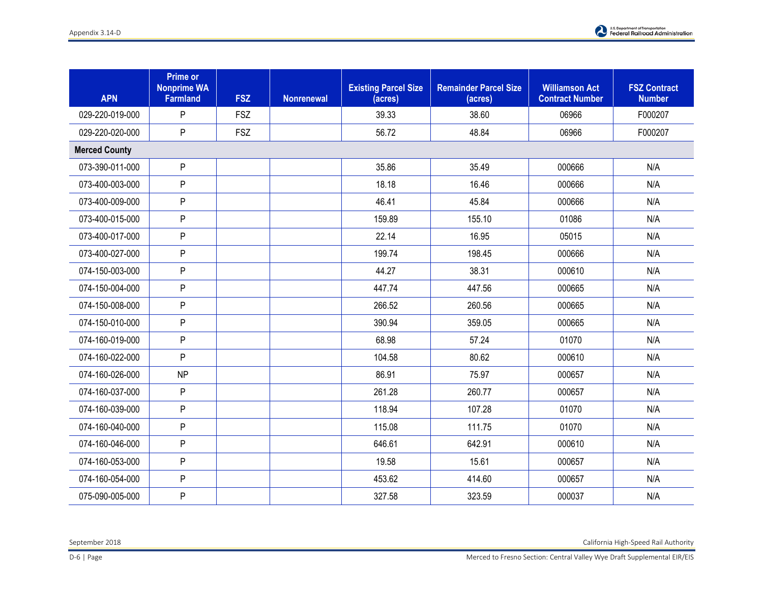| APN | Prime or Nonprime WA Farmland | FSZ | Nonrenewal | Existing Parcel Size (acres) | Remainder Parcel Size (acres) | Williamson Act Contract Number | FSZ Contract Number |
|---|---|---|---|---|---|---|---|
| 029-220-019-000 | P | FSZ | | 39.33 | 38.60 | 06966 | F000207 |
| 029-220-020-000 | P | FSZ | | 56.72 | 48.84 | 06966 | F000207 |
| **Merced County** | | | | | | | |
| 073-390-011-000 | P | | | 35.86 | 35.49 | 000666 | N/A |
| 073-400-003-000 | P | | | 18.18 | 16.46 | 000666 | N/A |
| 073-400-009-000 | P | | | 46.41 | 45.84 | 000666 | N/A |
| 073-400-015-000 | P | | | 159.89 | 155.10 | 01086 | N/A |
| 073-400-017-000 | P | | | 22.14 | 16.95 | 05015 | N/A |
| 073-400-027-000 | P | | | 199.74 | 198.45 | 000666 | N/A |
| 074-150-003-000 | P | | | 44.27 | 38.31 | 000610 | N/A |
| 074-150-004-000 | P | | | 447.74 | 447.56 | 000665 | N/A |
| 074-150-008-000 | P | | | 266.52 | 260.56 | 000665 | N/A |
| 074-150-010-000 | P | | | 390.94 | 359.05 | 000665 | N/A |
| 074-160-019-000 | P | | | 68.98 | 57.24 | 01070 | N/A |
| 074-160-022-000 | P | | | 104.58 | 80.62 | 000610 | N/A |
| 074-160-026-000 | NP | | | 86.91 | 75.97 | 000657 | N/A |
| 074-160-037-000 | P | | | 261.28 | 260.77 | 000657 | N/A |
| 074-160-039-000 | P | | | 118.94 | 107.28 | 01070 | N/A |
| 074-160-040-000 | P | | | 115.08 | 111.75 | 01070 | N/A |
| 074-160-046-000 | P | | | 646.61 | 642.91 | 000610 | N/A |
| 074-160-053-000 | P | | | 19.58 | 15.61 | 000657 | N/A |
| 074-160-054-000 | P | | | 453.62 | 414.60 | 000657 | N/A |
| 075-090-005-000 | P | | | 327.58 | 323.59 | 000037 | N/A |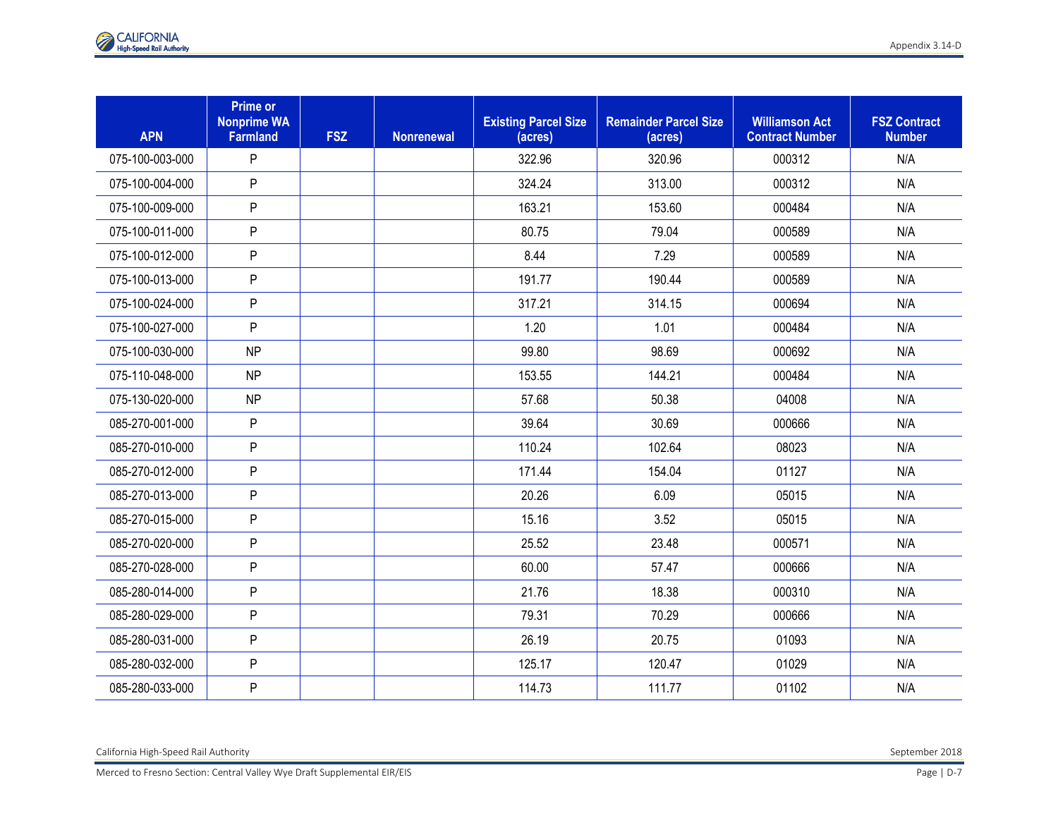| APN | Prime or Nonprime WA Farmland | FSZ | Nonrenewal | Existing Parcel Size (acres) | Remainder Parcel Size (acres) | Williamson Act Contract Number | FSZ Contract Number |
|---|---|---|---|---|---|---|---|
| 075-100-003-000 | P | | | 322.96 | 320.96 | 000312 | N/A |
| 075-100-004-000 | P | | | 324.24 | 313.00 | 000312 | N/A |
| 075-100-009-000 | P | | | 163.21 | 153.60 | 000484 | N/A |
| 075-100-011-000 | P | | | 80.75 | 79.04 | 000589 | N/A |
| 075-100-012-000 | P | | | 8.44 | 7.29 | 000589 | N/A |
| 075-100-013-000 | P | | | 191.77 | 190.44 | 000589 | N/A |
| 075-100-024-000 | P | | | 317.21 | 314.15 | 000694 | N/A |
| 075-100-027-000 | P | | | 1.20 | 1.01 | 000484 | N/A |
| 075-100-030-000 | NP | | | 99.80 | 98.69 | 000692 | N/A |
| 075-110-048-000 | NP | | | 153.55 | 144.21 | 000484 | N/A |
| 075-130-020-000 | NP | | | 57.68 | 50.38 | 04008 | N/A |
| 085-270-001-000 | P | | | 39.64 | 30.69 | 000666 | N/A |
| 085-270-010-000 | P | | | 110.24 | 102.64 | 08023 | N/A |
| 085-270-012-000 | P | | | 171.44 | 154.04 | 01127 | N/A |
| 085-270-013-000 | P | | | 20.26 | 6.09 | 05015 | N/A |
| 085-270-015-000 | P | | | 15.16 | 3.52 | 05015 | N/A |
| 085-270-020-000 | P | | | 25.52 | 23.48 | 000571 | N/A |
| 085-270-028-000 | P | | | 60.00 | 57.47 | 000666 | N/A |
| 085-280-014-000 | P | | | 21.76 | 18.38 | 000310 | N/A |
| 085-280-029-000 | P | | | 79.31 | 70.29 | 000666 | N/A |
| 085-280-031-000 | P | | | 26.19 | 20.75 | 01093 | N/A |
| 085-280-032-000 | P | | | 125.17 | 120.47 | 01029 | N/A |
| 085-280-033-000 | P | | | 114.73 | 111.77 | 01102 | N/A |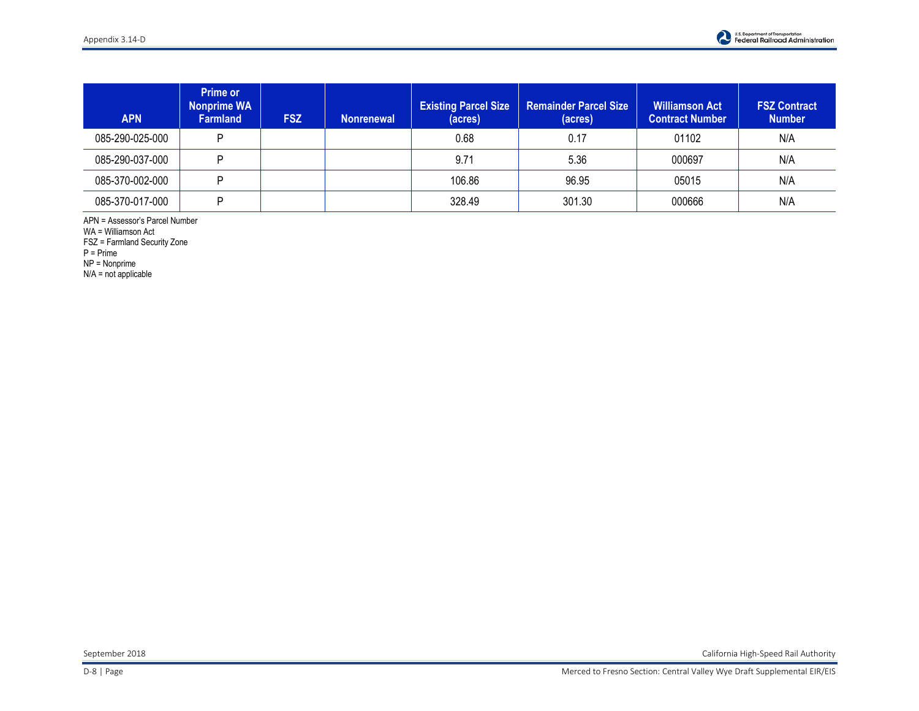| APN | Prime or Nonprime WA Farmland | FSZ | Nonrenewal | Existing Parcel Size (acres) | Remainder Parcel Size (acres) | Williamson Act Contract Number | FSZ Contract Number |
|---|---|---|---|---|---|---|---|
| 085-290-025-000 | P | | | 0.68 | 0.17 | 01102 | N/A |
| 085-290-037-000 | P | | | 9.71 | 5.36 | 000697 | N/A |
| 085-370-002-000 | P | | | 106.86 | 96.95 | 05015 | N/A |
| 085-370-017-000 | P | | | 328.49 | 301.30 | 000666 | N/A |

APN = Assessor's Parcel Number
WA = Williamson Act
FSZ = Farmland Security Zone
P = Prime
NP = Nonprime
N/A = not applicable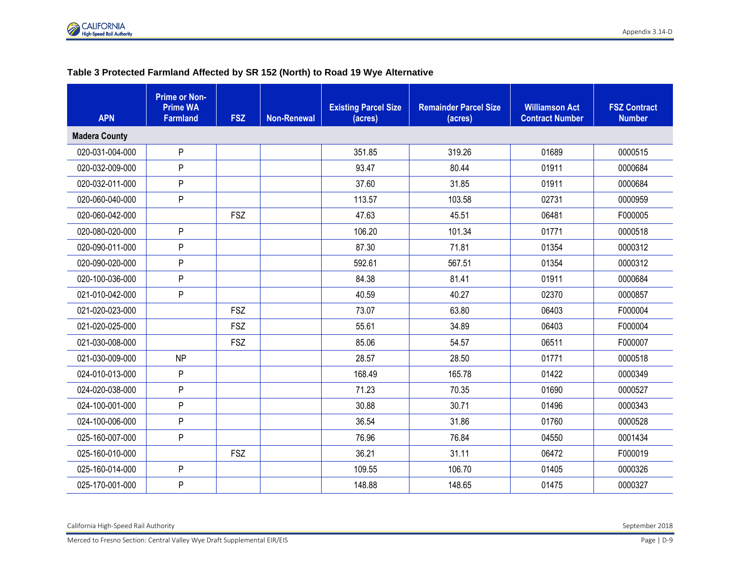**Table 3 Protected Farmland Affected by SR 152 (North) to Road 19 Wye Alternative**

| APN | Prime or Non-Prime WA Farmland | FSZ | Non-Renewal | Existing Parcel Size (acres) | Remainder Parcel Size (acres) | Williamson Act Contract Number | FSZ Contract Number |
|---|---|---|---|---|---|---|---|
| **Madera County** | | | | | | | |
| 020-031-004-000 | P | | | 351.85 | 319.26 | 01689 | 0000515 |
| 020-032-009-000 | P | | | 93.47 | 80.44 | 01911 | 0000684 |
| 020-032-011-000 | P | | | 37.60 | 31.85 | 01911 | 0000684 |
| 020-060-040-000 | P | | | 113.57 | 103.58 | 02731 | 0000959 |
| 020-060-042-000 | | FSZ | | 47.63 | 45.51 | 06481 | F000005 |
| 020-080-020-000 | P | | | 106.20 | 101.34 | 01771 | 0000518 |
| 020-090-011-000 | P | | | 87.30 | 71.81 | 01354 | 0000312 |
| 020-090-020-000 | P | | | 592.61 | 567.51 | 01354 | 0000312 |
| 020-100-036-000 | P | | | 84.38 | 81.41 | 01911 | 0000684 |
| 021-010-042-000 | P | | | 40.59 | 40.27 | 02370 | 0000857 |
| 021-020-023-000 | | FSZ | | 73.07 | 63.80 | 06403 | F000004 |
| 021-020-025-000 | | FSZ | | 55.61 | 34.89 | 06403 | F000004 |
| 021-030-008-000 | | FSZ | | 85.06 | 54.57 | 06511 | F000007 |
| 021-030-009-000 | NP | | | 28.57 | 28.50 | 01771 | 0000518 |
| 024-010-013-000 | P | | | 168.49 | 165.78 | 01422 | 0000349 |
| 024-020-038-000 | P | | | 71.23 | 70.35 | 01690 | 0000527 |
| 024-100-001-000 | P | | | 30.88 | 30.71 | 01496 | 0000343 |
| 024-100-006-000 | P | | | 36.54 | 31.86 | 01760 | 0000528 |
| 025-160-007-000 | P | | | 76.96 | 76.84 | 04550 | 0001434 |
| 025-160-010-000 | | FSZ | | 36.21 | 31.11 | 06472 | F000019 |
| 025-160-014-000 | P | | | 109.55 | 106.70 | 01405 | 0000326 |
| 025-170-001-000 | P | | | 148.88 | 148.65 | 01475 | 0000327 |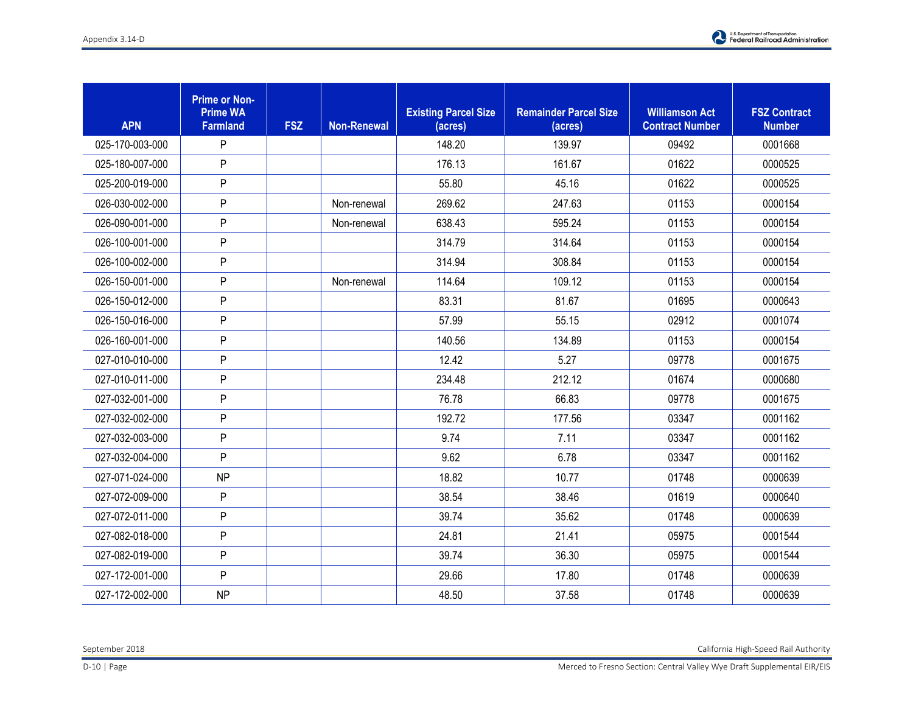| APN | Prime or Non-Prime WA Farmland | FSZ | Non-Renewal | Existing Parcel Size (acres) | Remainder Parcel Size (acres) | Williamson Act Contract Number | FSZ Contract Number |
|---|---|---|---|---|---|---|---|
| 025-170-003-000 | P | | | 148.20 | 139.97 | 09492 | 0001668 |
| 025-180-007-000 | P | | | 176.13 | 161.67 | 01622 | 0000525 |
| 025-200-019-000 | P | | | 55.80 | 45.16 | 01622 | 0000525 |
| 026-030-002-000 | P | | Non-renewal | 269.62 | 247.63 | 01153 | 0000154 |
| 026-090-001-000 | P | | Non-renewal | 638.43 | 595.24 | 01153 | 0000154 |
| 026-100-001-000 | P | | | 314.79 | 314.64 | 01153 | 0000154 |
| 026-100-002-000 | P | | | 314.94 | 308.84 | 01153 | 0000154 |
| 026-150-001-000 | P | | Non-renewal | 114.64 | 109.12 | 01153 | 0000154 |
| 026-150-012-000 | P | | | 83.31 | 81.67 | 01695 | 0000643 |
| 026-150-016-000 | P | | | 57.99 | 55.15 | 02912 | 0001074 |
| 026-160-001-000 | P | | | 140.56 | 134.89 | 01153 | 0000154 |
| 027-010-010-000 | P | | | 12.42 | 5.27 | 09778 | 0001675 |
| 027-010-011-000 | P | | | 234.48 | 212.12 | 01674 | 0000680 |
| 027-032-001-000 | P | | | 76.78 | 66.83 | 09778 | 0001675 |
| 027-032-002-000 | P | | | 192.72 | 177.56 | 03347 | 0001162 |
| 027-032-003-000 | P | | | 9.74 | 7.11 | 03347 | 0001162 |
| 027-032-004-000 | P | | | 9.62 | 6.78 | 03347 | 0001162 |
| 027-071-024-000 | NP | | | 18.82 | 10.77 | 01748 | 0000639 |
| 027-072-009-000 | P | | | 38.54 | 38.46 | 01619 | 0000640 |
| 027-072-011-000 | P | | | 39.74 | 35.62 | 01748 | 0000639 |
| 027-082-018-000 | P | | | 24.81 | 21.41 | 05975 | 0001544 |
| 027-082-019-000 | P | | | 39.74 | 36.30 | 05975 | 0001544 |
| 027-172-001-000 | P | | | 29.66 | 17.80 | 01748 | 0000639 |
| 027-172-002-000 | NP | | | 48.50 | 37.58 | 01748 | 0000639 |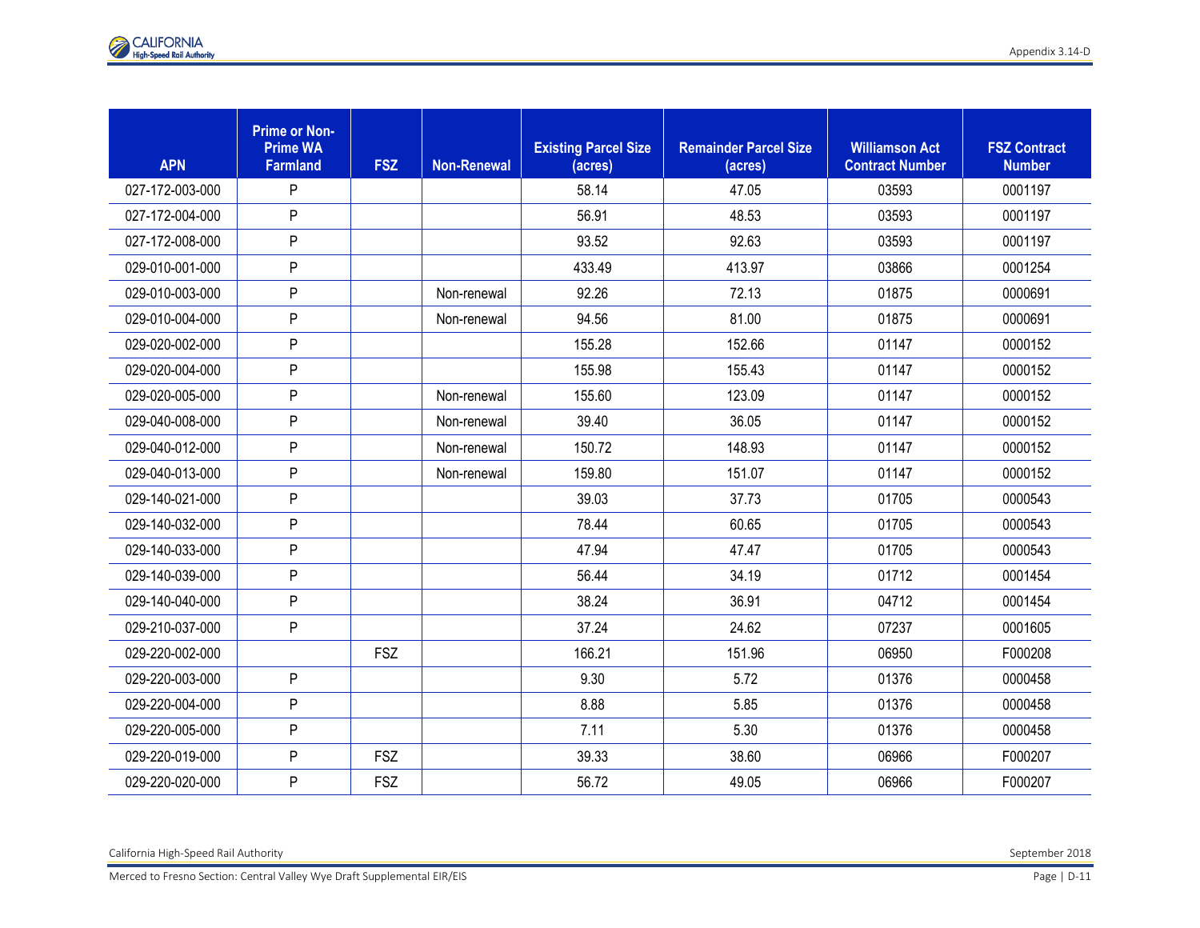| APN | Prime or Non-Prime WA Farmland | FSZ | Non-Renewal | Existing Parcel Size (acres) | Remainder Parcel Size (acres) | Williamson Act Contract Number | FSZ Contract Number |
|---|---|---|---|---|---|---|---|
| 027-172-003-000 | P | | | 58.14 | 47.05 | 03593 | 0001197 |
| 027-172-004-000 | P | | | 56.91 | 48.53 | 03593 | 0001197 |
| 027-172-008-000 | P | | | 93.52 | 92.63 | 03593 | 0001197 |
| 029-010-001-000 | P | | | 433.49 | 413.97 | 03866 | 0001254 |
| 029-010-003-000 | P | | Non-renewal | 92.26 | 72.13 | 01875 | 0000691 |
| 029-010-004-000 | P | | Non-renewal | 94.56 | 81.00 | 01875 | 0000691 |
| 029-020-002-000 | P | | | 155.28 | 152.66 | 01147 | 0000152 |
| 029-020-004-000 | P | | | 155.98 | 155.43 | 01147 | 0000152 |
| 029-020-005-000 | P | | Non-renewal | 155.60 | 123.09 | 01147 | 0000152 |
| 029-040-008-000 | P | | Non-renewal | 39.40 | 36.05 | 01147 | 0000152 |
| 029-040-012-000 | P | | Non-renewal | 150.72 | 148.93 | 01147 | 0000152 |
| 029-040-013-000 | P | | Non-renewal | 159.80 | 151.07 | 01147 | 0000152 |
| 029-140-021-000 | P | | | 39.03 | 37.73 | 01705 | 0000543 |
| 029-140-032-000 | P | | | 78.44 | 60.65 | 01705 | 0000543 |
| 029-140-033-000 | P | | | 47.94 | 47.47 | 01705 | 0000543 |
| 029-140-039-000 | P | | | 56.44 | 34.19 | 01712 | 0001454 |
| 029-140-040-000 | P | | | 38.24 | 36.91 | 04712 | 0001454 |
| 029-210-037-000 | P | | | 37.24 | 24.62 | 07237 | 0001605 |
| 029-220-002-000 | | FSZ | | 166.21 | 151.96 | 06950 | F000208 |
| 029-220-003-000 | P | | | 9.30 | 5.72 | 01376 | 0000458 |
| 029-220-004-000 | P | | | 8.88 | 5.85 | 01376 | 0000458 |
| 029-220-005-000 | P | | | 7.11 | 5.30 | 01376 | 0000458 |
| 029-220-019-000 | P | FSZ | | 39.33 | 38.60 | 06966 | F000207 |
| 029-220-020-000 | P | FSZ | | 56.72 | 49.05 | 06966 | F000207 |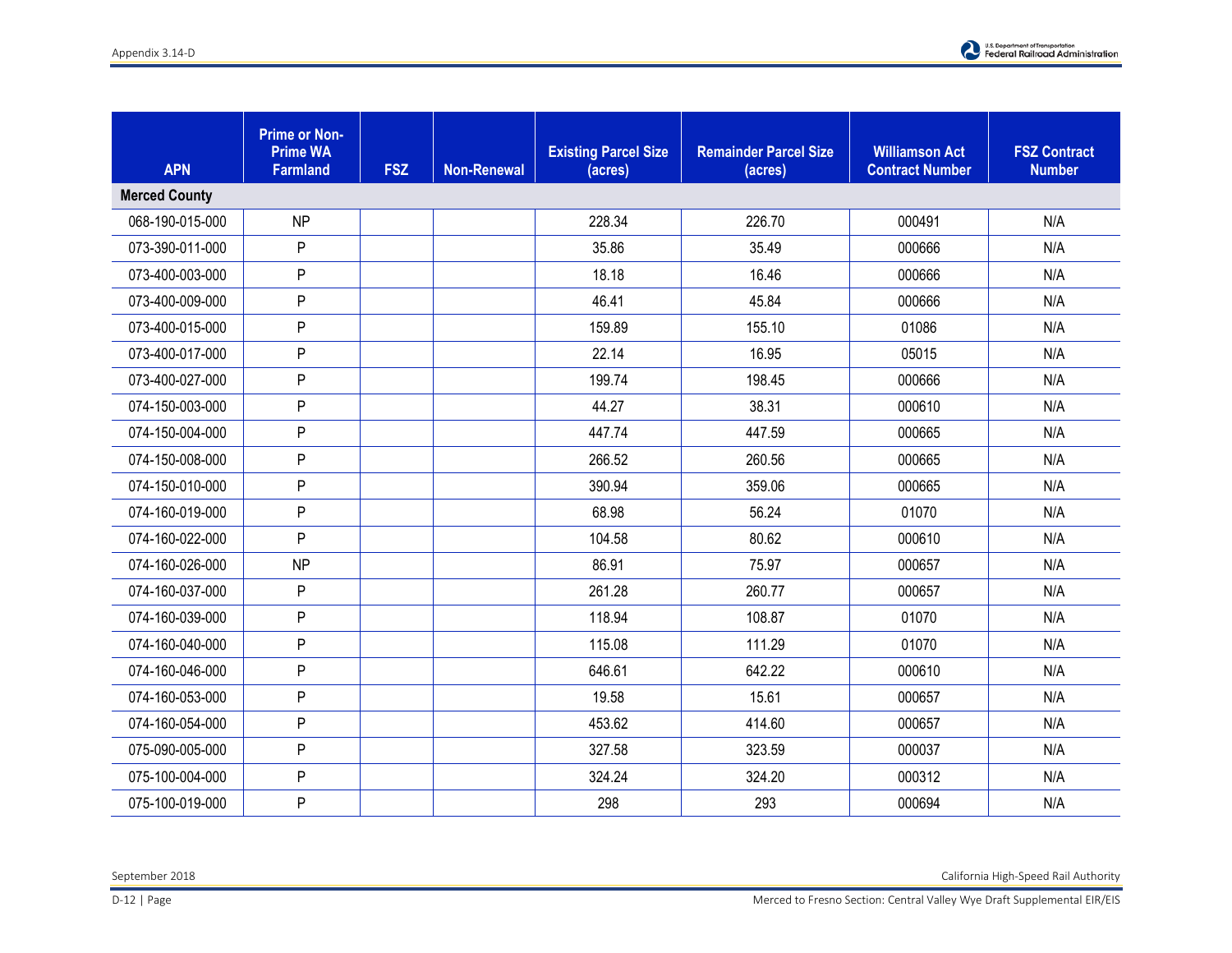| APN | Prime or Non-Prime WA Farmland | FSZ | Non-Renewal | Existing Parcel Size (acres) | Remainder Parcel Size (acres) | Williamson Act Contract Number | FSZ Contract Number |
|---|---|---|---|---|---|---|---|
| **Merced County** | | | | | | | |
| 068-190-015-000 | NP | | | 228.34 | 226.70 | 000491 | N/A |
| 073-390-011-000 | P | | | 35.86 | 35.49 | 000666 | N/A |
| 073-400-003-000 | P | | | 18.18 | 16.46 | 000666 | N/A |
| 073-400-009-000 | P | | | 46.41 | 45.84 | 000666 | N/A |
| 073-400-015-000 | P | | | 159.89 | 155.10 | 01086 | N/A |
| 073-400-017-000 | P | | | 22.14 | 16.95 | 05015 | N/A |
| 073-400-027-000 | P | | | 199.74 | 198.45 | 000666 | N/A |
| 074-150-003-000 | P | | | 44.27 | 38.31 | 000610 | N/A |
| 074-150-004-000 | P | | | 447.74 | 447.59 | 000665 | N/A |
| 074-150-008-000 | P | | | 266.52 | 260.56 | 000665 | N/A |
| 074-150-010-000 | P | | | 390.94 | 359.06 | 000665 | N/A |
| 074-160-019-000 | P | | | 68.98 | 56.24 | 01070 | N/A |
| 074-160-022-000 | P | | | 104.58 | 80.62 | 000610 | N/A |
| 074-160-026-000 | NP | | | 86.91 | 75.97 | 000657 | N/A |
| 074-160-037-000 | P | | | 261.28 | 260.77 | 000657 | N/A |
| 074-160-039-000 | P | | | 118.94 | 108.87 | 01070 | N/A |
| 074-160-040-000 | P | | | 115.08 | 111.29 | 01070 | N/A |
| 074-160-046-000 | P | | | 646.61 | 642.22 | 000610 | N/A |
| 074-160-053-000 | P | | | 19.58 | 15.61 | 000657 | N/A |
| 074-160-054-000 | P | | | 453.62 | 414.60 | 000657 | N/A |
| 075-090-005-000 | P | | | 327.58 | 323.59 | 000037 | N/A |
| 075-100-004-000 | P | | | 324.24 | 324.20 | 000312 | N/A |
| 075-100-019-000 | P | | | 298 | 293 | 000694 | N/A |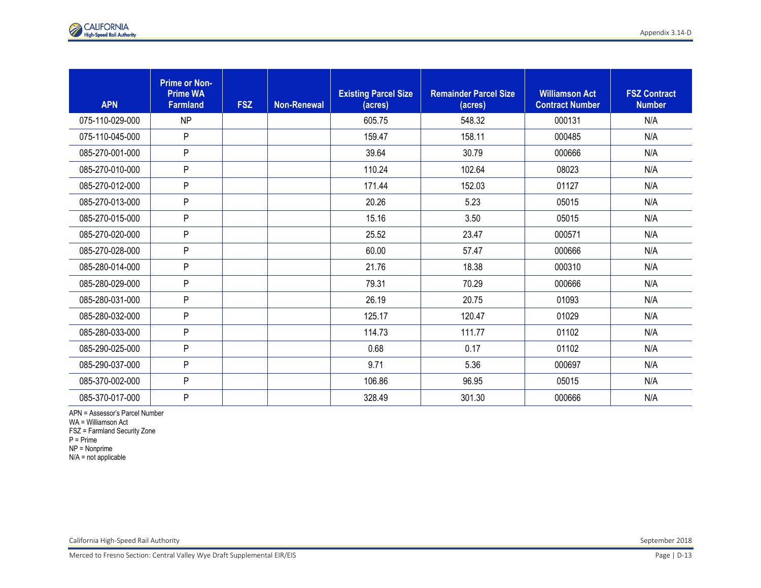| APN | Prime or Non-Prime WA Farmland | FSZ | Non-Renewal | Existing Parcel Size (acres) | Remainder Parcel Size (acres) | Williamson Act Contract Number | FSZ Contract Number |
|---|---|---|---|---|---|---|---|
| 075-110-029-000 | NP | | | 605.75 | 548.32 | 000131 | N/A |
| 075-110-045-000 | P | | | 159.47 | 158.11 | 000485 | N/A |
| 085-270-001-000 | P | | | 39.64 | 30.79 | 000666 | N/A |
| 085-270-010-000 | P | | | 110.24 | 102.64 | 08023 | N/A |
| 085-270-012-000 | P | | | 171.44 | 152.03 | 01127 | N/A |
| 085-270-013-000 | P | | | 20.26 | 5.23 | 05015 | N/A |
| 085-270-015-000 | P | | | 15.16 | 3.50 | 05015 | N/A |
| 085-270-020-000 | P | | | 25.52 | 23.47 | 000571 | N/A |
| 085-270-028-000 | P | | | 60.00 | 57.47 | 000666 | N/A |
| 085-280-014-000 | P | | | 21.76 | 18.38 | 000310 | N/A |
| 085-280-029-000 | P | | | 79.31 | 70.29 | 000666 | N/A |
| 085-280-031-000 | P | | | 26.19 | 20.75 | 01093 | N/A |
| 085-280-032-000 | P | | | 125.17 | 120.47 | 01029 | N/A |
| 085-280-033-000 | P | | | 114.73 | 111.77 | 01102 | N/A |
| 085-290-025-000 | P | | | 0.68 | 0.17 | 01102 | N/A |
| 085-290-037-000 | P | | | 9.71 | 5.36 | 000697 | N/A |
| 085-370-002-000 | P | | | 106.86 | 96.95 | 05015 | N/A |
| 085-370-017-000 | P | | | 328.49 | 301.30 | 000666 | N/A |

APN = Assessor's Parcel Number
WA = Williamson Act
FSZ = Farmland Security Zone
P = Prime
NP = Nonprime
N/A = not applicable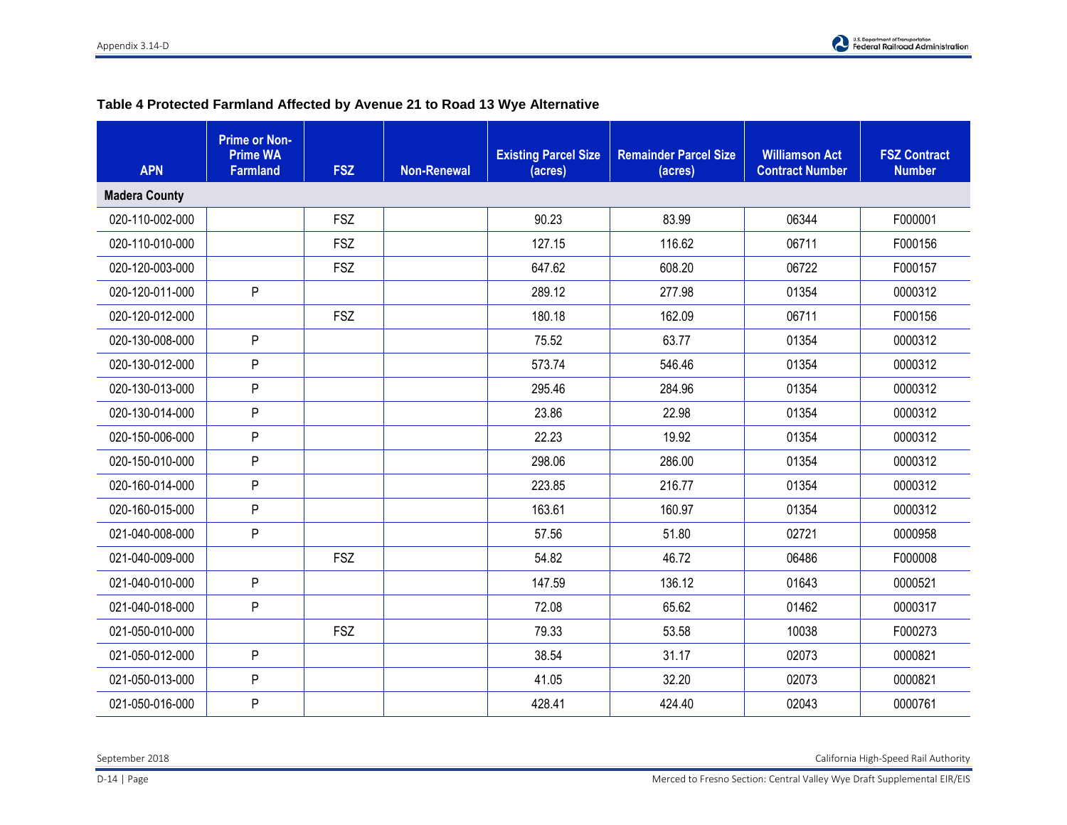**Table 4 Protected Farmland Affected by Avenue 21 to Road 13 Wye Alternative**

| APN | Prime or Non-Prime WA Farmland | FSZ | Non-Renewal | Existing Parcel Size (acres) | Remainder Parcel Size (acres) | Williamson Act Contract Number | FSZ Contract Number |
|---|---|---|---|---|---|---|---|
| **Madera County** | | | | | | | |
| 020-110-002-000 | | FSZ | | 90.23 | 83.99 | 06344 | F000001 |
| 020-110-010-000 | | FSZ | | 127.15 | 116.62 | 06711 | F000156 |
| 020-120-003-000 | | FSZ | | 647.62 | 608.20 | 06722 | F000157 |
| 020-120-011-000 | P | | | 289.12 | 277.98 | 01354 | 0000312 |
| 020-120-012-000 | | FSZ | | 180.18 | 162.09 | 06711 | F000156 |
| 020-130-008-000 | P | | | 75.52 | 63.77 | 01354 | 0000312 |
| 020-130-012-000 | P | | | 573.74 | 546.46 | 01354 | 0000312 |
| 020-130-013-000 | P | | | 295.46 | 284.96 | 01354 | 0000312 |
| 020-130-014-000 | P | | | 23.86 | 22.98 | 01354 | 0000312 |
| 020-150-006-000 | P | | | 22.23 | 19.92 | 01354 | 0000312 |
| 020-150-010-000 | P | | | 298.06 | 286.00 | 01354 | 0000312 |
| 020-160-014-000 | P | | | 223.85 | 216.77 | 01354 | 0000312 |
| 020-160-015-000 | P | | | 163.61 | 160.97 | 01354 | 0000312 |
| 021-040-008-000 | P | | | 57.56 | 51.80 | 02721 | 0000958 |
| 021-040-009-000 | | FSZ | | 54.82 | 46.72 | 06486 | F000008 |
| 021-040-010-000 | P | | | 147.59 | 136.12 | 01643 | 0000521 |
| 021-040-018-000 | P | | | 72.08 | 65.62 | 01462 | 0000317 |
| 021-050-010-000 | | FSZ | | 79.33 | 53.58 | 10038 | F000273 |
| 021-050-012-000 | P | | | 38.54 | 31.17 | 02073 | 0000821 |
| 021-050-013-000 | P | | | 41.05 | 32.20 | 02073 | 0000821 |
| 021-050-016-000 | P | | | 428.41 | 424.40 | 02043 | 0000761 |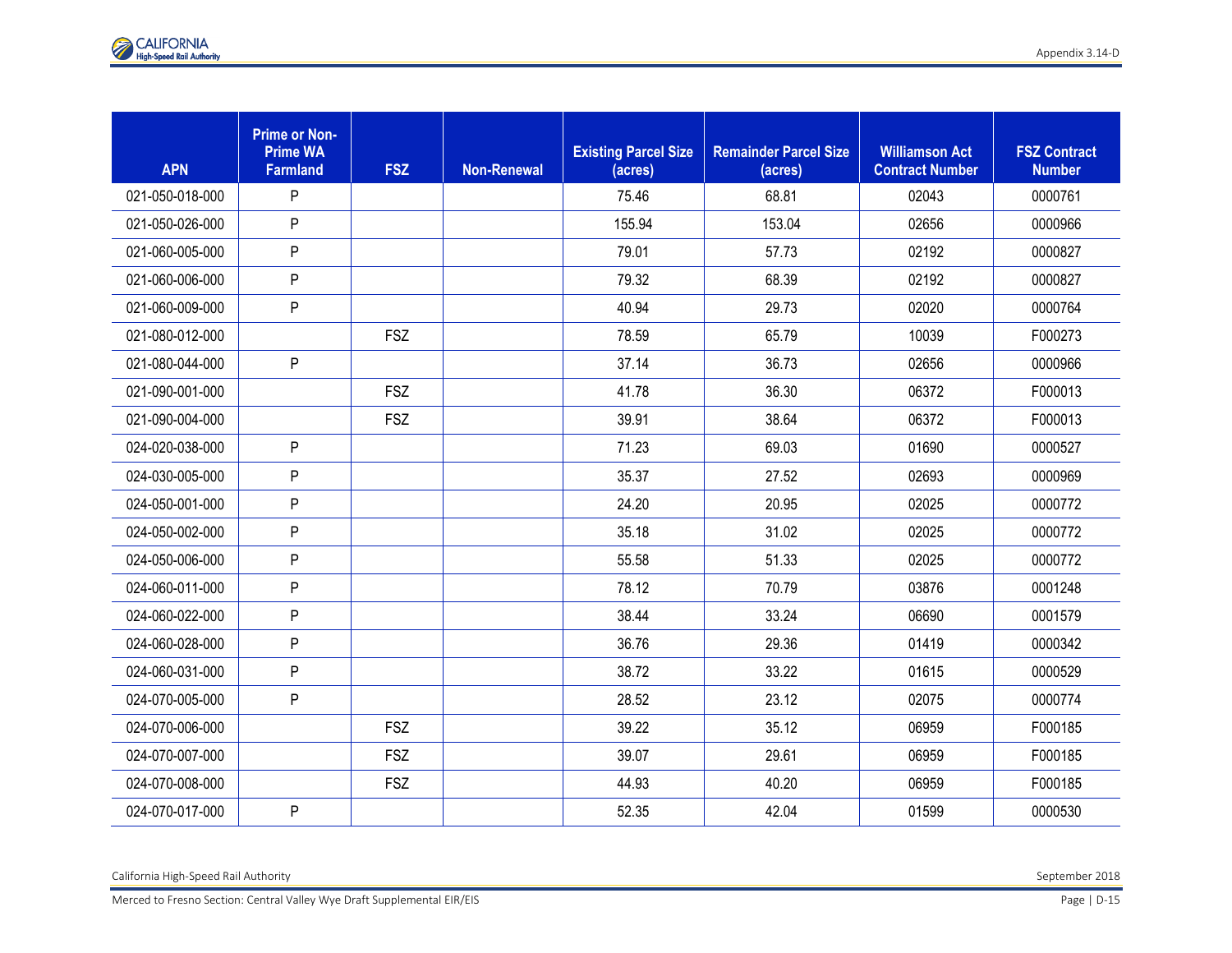| APN | Prime or Non-Prime WA Farmland | FSZ | Non-Renewal | Existing Parcel Size (acres) | Remainder Parcel Size (acres) | Williamson Act Contract Number | FSZ Contract Number |
|---|---|---|---|---|---|---|---|
| 021-050-018-000 | P | | | 75.46 | 68.81 | 02043 | 0000761 |
| 021-050-026-000 | P | | | 155.94 | 153.04 | 02656 | 0000966 |
| 021-060-005-000 | P | | | 79.01 | 57.73 | 02192 | 0000827 |
| 021-060-006-000 | P | | | 79.32 | 68.39 | 02192 | 0000827 |
| 021-060-009-000 | P | | | 40.94 | 29.73 | 02020 | 0000764 |
| 021-080-012-000 | | FSZ | | 78.59 | 65.79 | 10039 | F000273 |
| 021-080-044-000 | P | | | 37.14 | 36.73 | 02656 | 0000966 |
| 021-090-001-000 | | FSZ | | 41.78 | 36.30 | 06372 | F000013 |
| 021-090-004-000 | | FSZ | | 39.91 | 38.64 | 06372 | F000013 |
| 024-020-038-000 | P | | | 71.23 | 69.03 | 01690 | 0000527 |
| 024-030-005-000 | P | | | 35.37 | 27.52 | 02693 | 0000969 |
| 024-050-001-000 | P | | | 24.20 | 20.95 | 02025 | 0000772 |
| 024-050-002-000 | P | | | 35.18 | 31.02 | 02025 | 0000772 |
| 024-050-006-000 | P | | | 55.58 | 51.33 | 02025 | 0000772 |
| 024-060-011-000 | P | | | 78.12 | 70.79 | 03876 | 0001248 |
| 024-060-022-000 | P | | | 38.44 | 33.24 | 06690 | 0001579 |
| 024-060-028-000 | P | | | 36.76 | 29.36 | 01419 | 0000342 |
| 024-060-031-000 | P | | | 38.72 | 33.22 | 01615 | 0000529 |
| 024-070-005-000 | P | | | 28.52 | 23.12 | 02075 | 0000774 |
| 024-070-006-000 | | FSZ | | 39.22 | 35.12 | 06959 | F000185 |
| 024-070-007-000 | | FSZ | | 39.07 | 29.61 | 06959 | F000185 |
| 024-070-008-000 | | FSZ | | 44.93 | 40.20 | 06959 | F000185 |
| 024-070-017-000 | P | | | 52.35 | 42.04 | 01599 | 0000530 |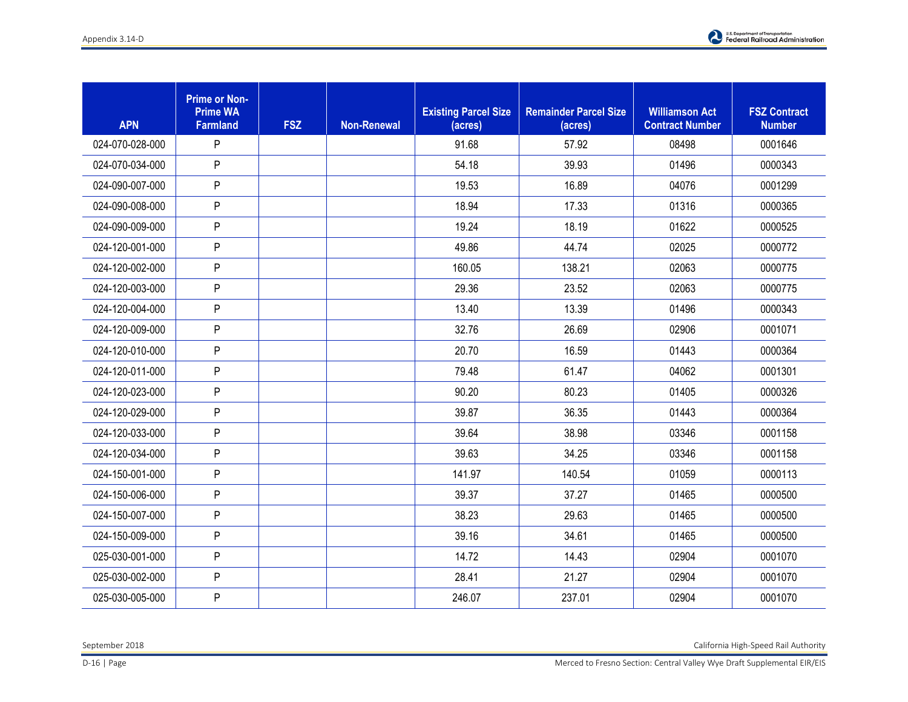| APN | Prime or Non-Prime WA Farmland | FSZ | Non-Renewal | Existing Parcel Size (acres) | Remainder Parcel Size (acres) | Williamson Act Contract Number | FSZ Contract Number |
|---|---|---|---|---|---|---|---|
| 024-070-028-000 | P | | | 91.68 | 57.92 | 08498 | 0001646 |
| 024-070-034-000 | P | | | 54.18 | 39.93 | 01496 | 0000343 |
| 024-090-007-000 | P | | | 19.53 | 16.89 | 04076 | 0001299 |
| 024-090-008-000 | P | | | 18.94 | 17.33 | 01316 | 0000365 |
| 024-090-009-000 | P | | | 19.24 | 18.19 | 01622 | 0000525 |
| 024-120-001-000 | P | | | 49.86 | 44.74 | 02025 | 0000772 |
| 024-120-002-000 | P | | | 160.05 | 138.21 | 02063 | 0000775 |
| 024-120-003-000 | P | | | 29.36 | 23.52 | 02063 | 0000775 |
| 024-120-004-000 | P | | | 13.40 | 13.39 | 01496 | 0000343 |
| 024-120-009-000 | P | | | 32.76 | 26.69 | 02906 | 0001071 |
| 024-120-010-000 | P | | | 20.70 | 16.59 | 01443 | 0000364 |
| 024-120-011-000 | P | | | 79.48 | 61.47 | 04062 | 0001301 |
| 024-120-023-000 | P | | | 90.20 | 80.23 | 01405 | 0000326 |
| 024-120-029-000 | P | | | 39.87 | 36.35 | 01443 | 0000364 |
| 024-120-033-000 | P | | | 39.64 | 38.98 | 03346 | 0001158 |
| 024-120-034-000 | P | | | 39.63 | 34.25 | 03346 | 0001158 |
| 024-150-001-000 | P | | | 141.97 | 140.54 | 01059 | 0000113 |
| 024-150-006-000 | P | | | 39.37 | 37.27 | 01465 | 0000500 |
| 024-150-007-000 | P | | | 38.23 | 29.63 | 01465 | 0000500 |
| 024-150-009-000 | P | | | 39.16 | 34.61 | 01465 | 0000500 |
| 025-030-001-000 | P | | | 14.72 | 14.43 | 02904 | 0001070 |
| 025-030-002-000 | P | | | 28.41 | 21.27 | 02904 | 0001070 |
| 025-030-005-000 | P | | | 246.07 | 237.01 | 02904 | 0001070 |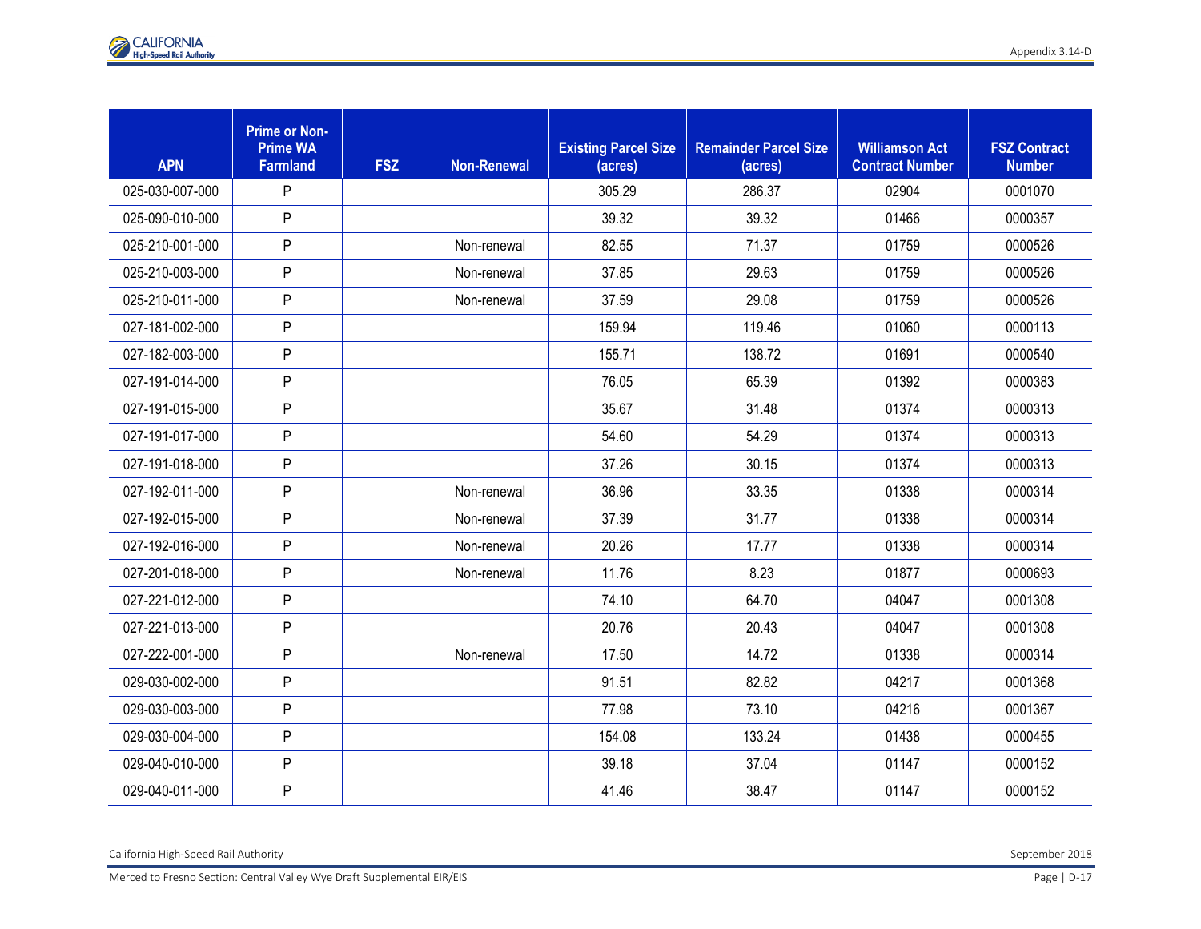| APN | Prime or Non-Prime WA Farmland | FSZ | Non-Renewal | Existing Parcel Size (acres) | Remainder Parcel Size (acres) | Williamson Act Contract Number | FSZ Contract Number |
|---|---|---|---|---|---|---|---|
| 025-030-007-000 | P | | | 305.29 | 286.37 | 02904 | 0001070 |
| 025-090-010-000 | P | | | 39.32 | 39.32 | 01466 | 0000357 |
| 025-210-001-000 | P | | Non-renewal | 82.55 | 71.37 | 01759 | 0000526 |
| 025-210-003-000 | P | | Non-renewal | 37.85 | 29.63 | 01759 | 0000526 |
| 025-210-011-000 | P | | Non-renewal | 37.59 | 29.08 | 01759 | 0000526 |
| 027-181-002-000 | P | | | 159.94 | 119.46 | 01060 | 0000113 |
| 027-182-003-000 | P | | | 155.71 | 138.72 | 01691 | 0000540 |
| 027-191-014-000 | P | | | 76.05 | 65.39 | 01392 | 0000383 |
| 027-191-015-000 | P | | | 35.67 | 31.48 | 01374 | 0000313 |
| 027-191-017-000 | P | | | 54.60 | 54.29 | 01374 | 0000313 |
| 027-191-018-000 | P | | | 37.26 | 30.15 | 01374 | 0000313 |
| 027-192-011-000 | P | | Non-renewal | 36.96 | 33.35 | 01338 | 0000314 |
| 027-192-015-000 | P | | Non-renewal | 37.39 | 31.77 | 01338 | 0000314 |
| 027-192-016-000 | P | | Non-renewal | 20.26 | 17.77 | 01338 | 0000314 |
| 027-201-018-000 | P | | Non-renewal | 11.76 | 8.23 | 01877 | 0000693 |
| 027-221-012-000 | P | | | 74.10 | 64.70 | 04047 | 0001308 |
| 027-221-013-000 | P | | | 20.76 | 20.43 | 04047 | 0001308 |
| 027-222-001-000 | P | | Non-renewal | 17.50 | 14.72 | 01338 | 0000314 |
| 029-030-002-000 | P | | | 91.51 | 82.82 | 04217 | 0001368 |
| 029-030-003-000 | P | | | 77.98 | 73.10 | 04216 | 0001367 |
| 029-030-004-000 | P | | | 154.08 | 133.24 | 01438 | 0000455 |
| 029-040-010-000 | P | | | 39.18 | 37.04 | 01147 | 0000152 |
| 029-040-011-000 | P | | | 41.46 | 38.47 | 01147 | 0000152 |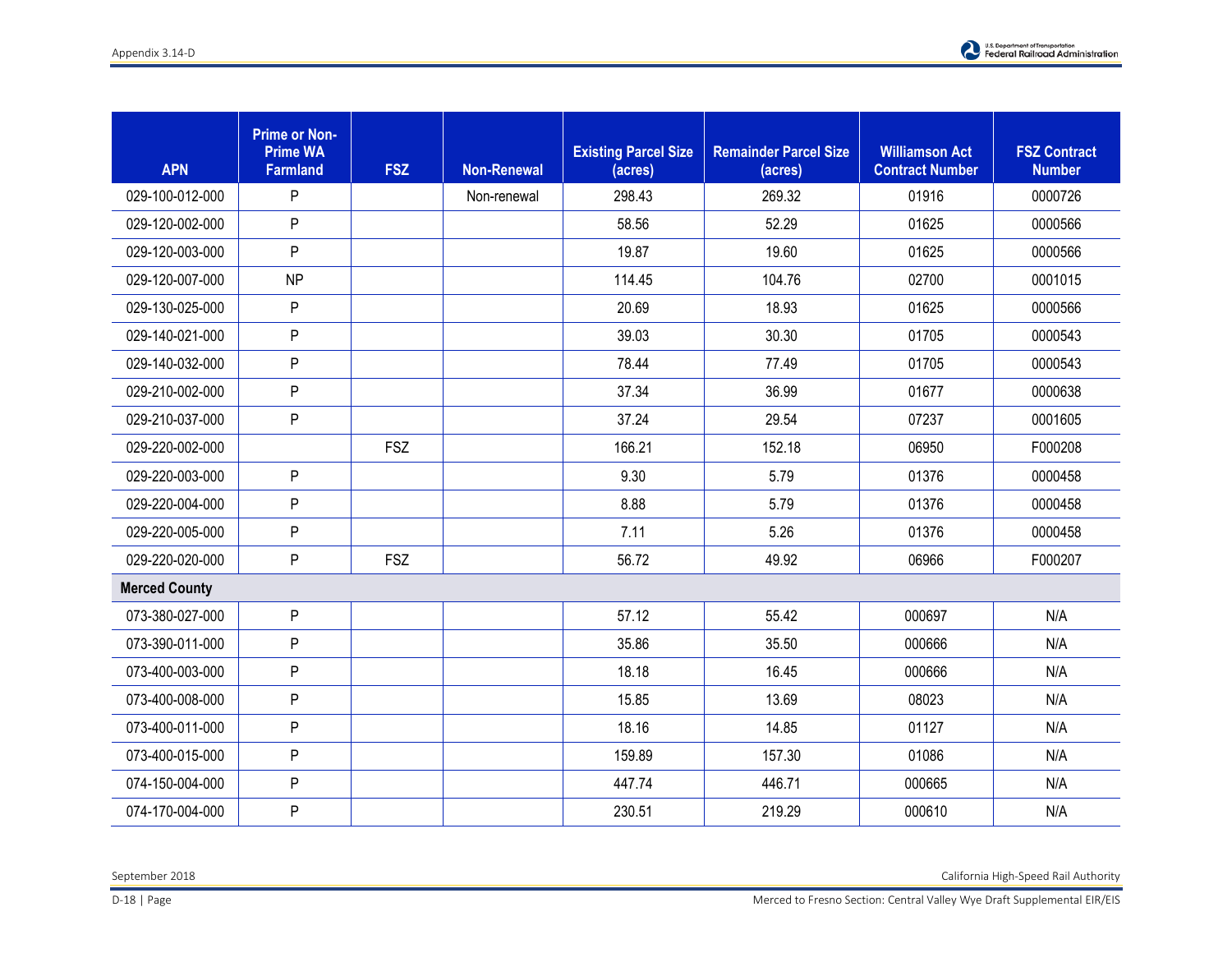| APN | Prime or Non-Prime WA Farmland | FSZ | Non-Renewal | Existing Parcel Size (acres) | Remainder Parcel Size (acres) | Williamson Act Contract Number | FSZ Contract Number |
|---|---|---|---|---|---|---|---|
| 029-100-012-000 | P | | Non-renewal | 298.43 | 269.32 | 01916 | 0000726 |
| 029-120-002-000 | P | | | 58.56 | 52.29 | 01625 | 0000566 |
| 029-120-003-000 | P | | | 19.87 | 19.60 | 01625 | 0000566 |
| 029-120-007-000 | NP | | | 114.45 | 104.76 | 02700 | 0001015 |
| 029-130-025-000 | P | | | 20.69 | 18.93 | 01625 | 0000566 |
| 029-140-021-000 | P | | | 39.03 | 30.30 | 01705 | 0000543 |
| 029-140-032-000 | P | | | 78.44 | 77.49 | 01705 | 0000543 |
| 029-210-002-000 | P | | | 37.34 | 36.99 | 01677 | 0000638 |
| 029-210-037-000 | P | | | 37.24 | 29.54 | 07237 | 0001605 |
| 029-220-002-000 | | FSZ | | 166.21 | 152.18 | 06950 | F000208 |
| 029-220-003-000 | P | | | 9.30 | 5.79 | 01376 | 0000458 |
| 029-220-004-000 | P | | | 8.88 | 5.79 | 01376 | 0000458 |
| 029-220-005-000 | P | | | 7.11 | 5.26 | 01376 | 0000458 |
| 029-220-020-000 | P | FSZ | | 56.72 | 49.92 | 06966 | F000207 |
| **Merced County** | | | | | | | |
| 073-380-027-000 | P | | | 57.12 | 55.42 | 000697 | N/A |
| 073-390-011-000 | P | | | 35.86 | 35.50 | 000666 | N/A |
| 073-400-003-000 | P | | | 18.18 | 16.45 | 000666 | N/A |
| 073-400-008-000 | P | | | 15.85 | 13.69 | 08023 | N/A |
| 073-400-011-000 | P | | | 18.16 | 14.85 | 01127 | N/A |
| 073-400-015-000 | P | | | 159.89 | 157.30 | 01086 | N/A |
| 074-150-004-000 | P | | | 447.74 | 446.71 | 000665 | N/A |
| 074-170-004-000 | P | | | 230.51 | 219.29 | 000610 | N/A |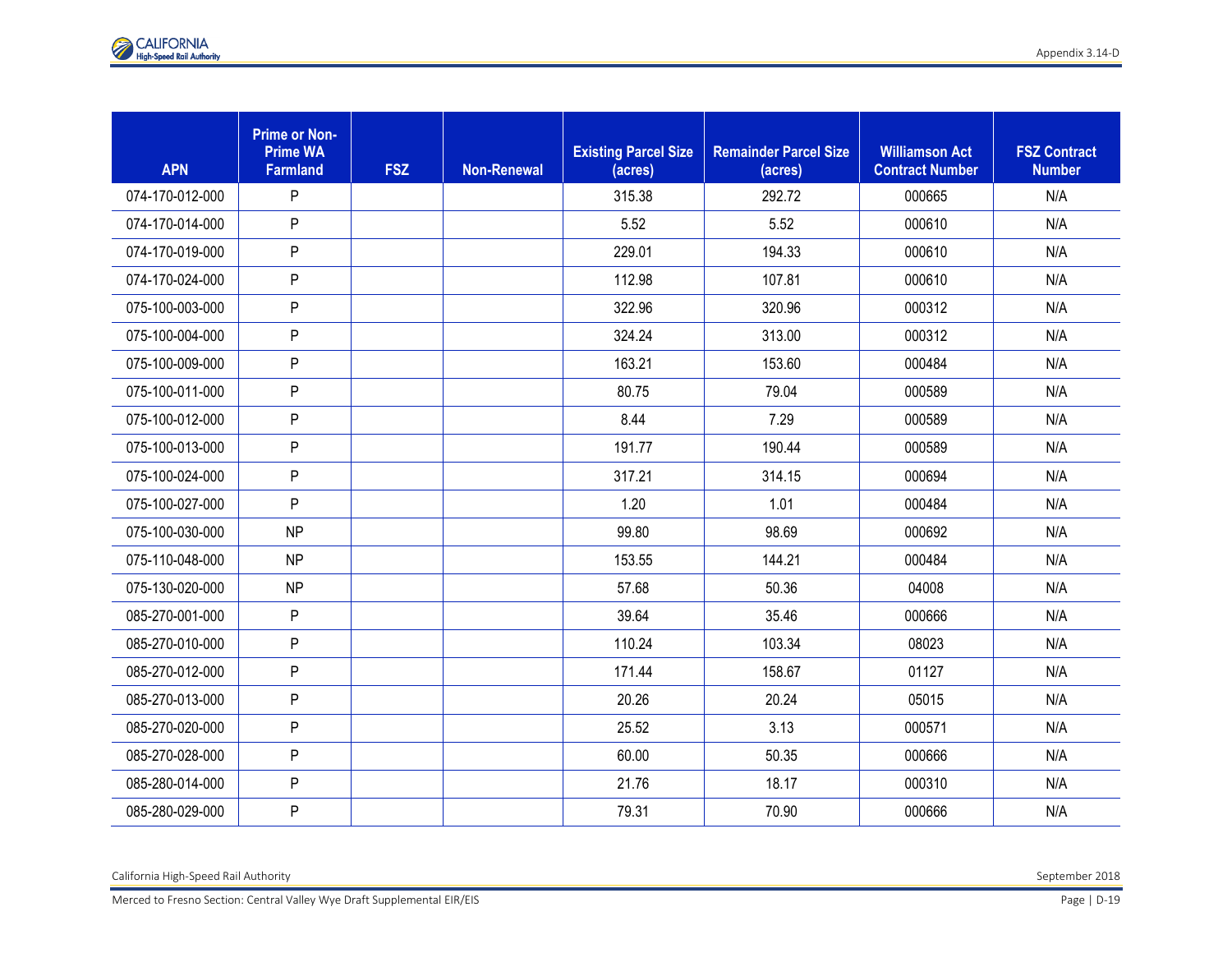| APN | Prime or Non-Prime WA Farmland | FSZ | Non-Renewal | Existing Parcel Size (acres) | Remainder Parcel Size (acres) | Williamson Act Contract Number | FSZ Contract Number |
|---|---|---|---|---|---|---|---|
| 074-170-012-000 | P | | | 315.38 | 292.72 | 000665 | N/A |
| 074-170-014-000 | P | | | 5.52 | 5.52 | 000610 | N/A |
| 074-170-019-000 | P | | | 229.01 | 194.33 | 000610 | N/A |
| 074-170-024-000 | P | | | 112.98 | 107.81 | 000610 | N/A |
| 075-100-003-000 | P | | | 322.96 | 320.96 | 000312 | N/A |
| 075-100-004-000 | P | | | 324.24 | 313.00 | 000312 | N/A |
| 075-100-009-000 | P | | | 163.21 | 153.60 | 000484 | N/A |
| 075-100-011-000 | P | | | 80.75 | 79.04 | 000589 | N/A |
| 075-100-012-000 | P | | | 8.44 | 7.29 | 000589 | N/A |
| 075-100-013-000 | P | | | 191.77 | 190.44 | 000589 | N/A |
| 075-100-024-000 | P | | | 317.21 | 314.15 | 000694 | N/A |
| 075-100-027-000 | P | | | 1.20 | 1.01 | 000484 | N/A |
| 075-100-030-000 | NP | | | 99.80 | 98.69 | 000692 | N/A |
| 075-110-048-000 | NP | | | 153.55 | 144.21 | 000484 | N/A |
| 075-130-020-000 | NP | | | 57.68 | 50.36 | 04008 | N/A |
| 085-270-001-000 | P | | | 39.64 | 35.46 | 000666 | N/A |
| 085-270-010-000 | P | | | 110.24 | 103.34 | 08023 | N/A |
| 085-270-012-000 | P | | | 171.44 | 158.67 | 01127 | N/A |
| 085-270-013-000 | P | | | 20.26 | 20.24 | 05015 | N/A |
| 085-270-020-000 | P | | | 25.52 | 3.13 | 000571 | N/A |
| 085-270-028-000 | P | | | 60.00 | 50.35 | 000666 | N/A |
| 085-280-014-000 | P | | | 21.76 | 18.17 | 000310 | N/A |
| 085-280-029-000 | P | | | 79.31 | 70.90 | 000666 | N/A |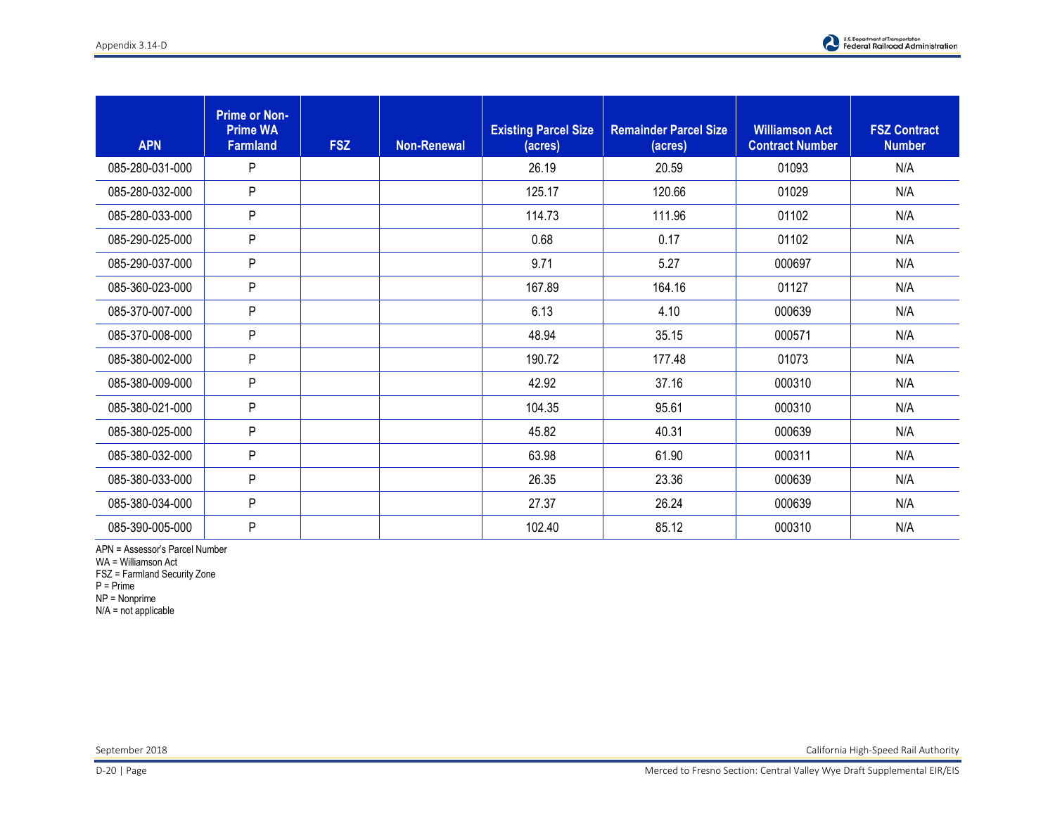| APN | Prime or Non-Prime WA Farmland | FSZ | Non-Renewal | Existing Parcel Size (acres) | Remainder Parcel Size (acres) | Williamson Act Contract Number | FSZ Contract Number |
|---|---|---|---|---|---|---|---|
| 085-280-031-000 | P | | | 26.19 | 20.59 | 01093 | N/A |
| 085-280-032-000 | P | | | 125.17 | 120.66 | 01029 | N/A |
| 085-280-033-000 | P | | | 114.73 | 111.96 | 01102 | N/A |
| 085-290-025-000 | P | | | 0.68 | 0.17 | 01102 | N/A |
| 085-290-037-000 | P | | | 9.71 | 5.27 | 000697 | N/A |
| 085-360-023-000 | P | | | 167.89 | 164.16 | 01127 | N/A |
| 085-370-007-000 | P | | | 6.13 | 4.10 | 000639 | N/A |
| 085-370-008-000 | P | | | 48.94 | 35.15 | 000571 | N/A |
| 085-380-002-000 | P | | | 190.72 | 177.48 | 01073 | N/A |
| 085-380-009-000 | P | | | 42.92 | 37.16 | 000310 | N/A |
| 085-380-021-000 | P | | | 104.35 | 95.61 | 000310 | N/A |
| 085-380-025-000 | P | | | 45.82 | 40.31 | 000639 | N/A |
| 085-380-032-000 | P | | | 63.98 | 61.90 | 000311 | N/A |
| 085-380-033-000 | P | | | 26.35 | 23.36 | 000639 | N/A |
| 085-380-034-000 | P | | | 27.37 | 26.24 | 000639 | N/A |
| 085-390-005-000 | P | | | 102.40 | 85.12 | 000310 | N/A |

APN = Assessor's Parcel Number
WA = Williamson Act
FSZ = Farmland Security Zone
P = Prime
NP = Nonprime
N/A = not applicable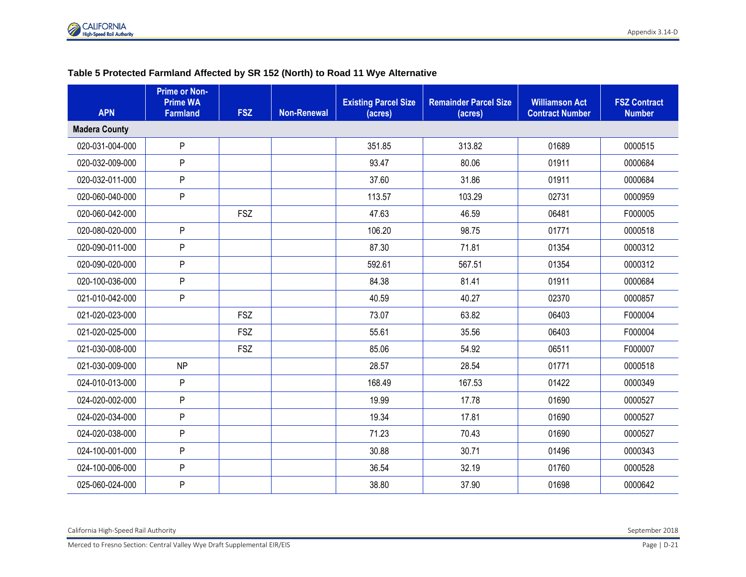**Table 5 Protected Farmland Affected by SR 152 (North) to Road 11 Wye Alternative**

| APN | Prime or Non-Prime WA Farmland | FSZ | Non-Renewal | Existing Parcel Size (acres) | Remainder Parcel Size (acres) | Williamson Act Contract Number | FSZ Contract Number |
|---|---|---|---|---|---|---|---|
| **Madera County** | | | | | | | |
| 020-031-004-000 | P | | | 351.85 | 313.82 | 01689 | 0000515 |
| 020-032-009-000 | P | | | 93.47 | 80.06 | 01911 | 0000684 |
| 020-032-011-000 | P | | | 37.60 | 31.86 | 01911 | 0000684 |
| 020-060-040-000 | P | | | 113.57 | 103.29 | 02731 | 0000959 |
| 020-060-042-000 | | FSZ | | 47.63 | 46.59 | 06481 | F000005 |
| 020-080-020-000 | P | | | 106.20 | 98.75 | 01771 | 0000518 |
| 020-090-011-000 | P | | | 87.30 | 71.81 | 01354 | 0000312 |
| 020-090-020-000 | P | | | 592.61 | 567.51 | 01354 | 0000312 |
| 020-100-036-000 | P | | | 84.38 | 81.41 | 01911 | 0000684 |
| 021-010-042-000 | P | | | 40.59 | 40.27 | 02370 | 0000857 |
| 021-020-023-000 | | FSZ | | 73.07 | 63.82 | 06403 | F000004 |
| 021-020-025-000 | | FSZ | | 55.61 | 35.56 | 06403 | F000004 |
| 021-030-008-000 | | FSZ | | 85.06 | 54.92 | 06511 | F000007 |
| 021-030-009-000 | NP | | | 28.57 | 28.54 | 01771 | 0000518 |
| 024-010-013-000 | P | | | 168.49 | 167.53 | 01422 | 0000349 |
| 024-020-002-000 | P | | | 19.99 | 17.78 | 01690 | 0000527 |
| 024-020-034-000 | P | | | 19.34 | 17.81 | 01690 | 0000527 |
| 024-020-038-000 | P | | | 71.23 | 70.43 | 01690 | 0000527 |
| 024-100-001-000 | P | | | 30.88 | 30.71 | 01496 | 0000343 |
| 024-100-006-000 | P | | | 36.54 | 32.19 | 01760 | 0000528 |
| 025-060-024-000 | P | | | 38.80 | 37.90 | 01698 | 0000642 |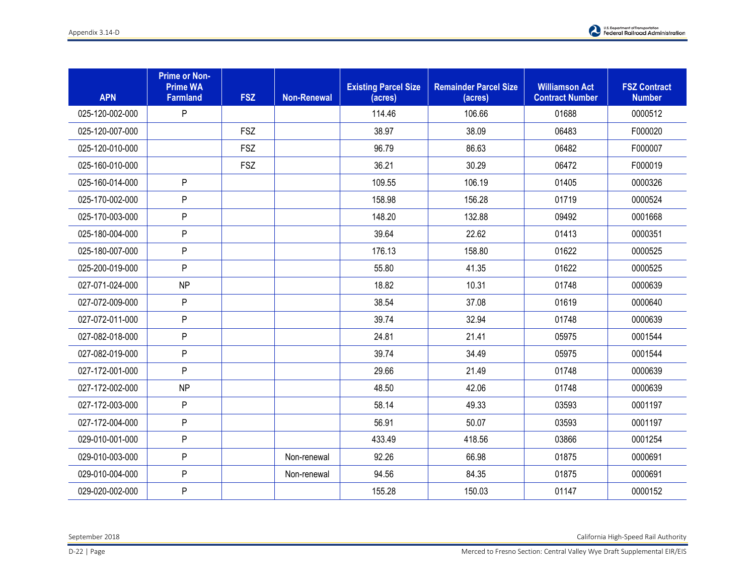| APN | Prime or Non-Prime WA Farmland | FSZ | Non-Renewal | Existing Parcel Size (acres) | Remainder Parcel Size (acres) | Williamson Act Contract Number | FSZ Contract Number |
|---|---|---|---|---|---|---|---|
| 025-120-002-000 | P | | | 114.46 | 106.66 | 01688 | 0000512 |
| 025-120-007-000 | | FSZ | | 38.97 | 38.09 | 06483 | F000020 |
| 025-120-010-000 | | FSZ | | 96.79 | 86.63 | 06482 | F000007 |
| 025-160-010-000 | | FSZ | | 36.21 | 30.29 | 06472 | F000019 |
| 025-160-014-000 | P | | | 109.55 | 106.19 | 01405 | 0000326 |
| 025-170-002-000 | P | | | 158.98 | 156.28 | 01719 | 0000524 |
| 025-170-003-000 | P | | | 148.20 | 132.88 | 09492 | 0001668 |
| 025-180-004-000 | P | | | 39.64 | 22.62 | 01413 | 0000351 |
| 025-180-007-000 | P | | | 176.13 | 158.80 | 01622 | 0000525 |
| 025-200-019-000 | P | | | 55.80 | 41.35 | 01622 | 0000525 |
| 027-071-024-000 | NP | | | 18.82 | 10.31 | 01748 | 0000639 |
| 027-072-009-000 | P | | | 38.54 | 37.08 | 01619 | 0000640 |
| 027-072-011-000 | P | | | 39.74 | 32.94 | 01748 | 0000639 |
| 027-082-018-000 | P | | | 24.81 | 21.41 | 05975 | 0001544 |
| 027-082-019-000 | P | | | 39.74 | 34.49 | 05975 | 0001544 |
| 027-172-001-000 | P | | | 29.66 | 21.49 | 01748 | 0000639 |
| 027-172-002-000 | NP | | | 48.50 | 42.06 | 01748 | 0000639 |
| 027-172-003-000 | P | | | 58.14 | 49.33 | 03593 | 0001197 |
| 027-172-004-000 | P | | | 56.91 | 50.07 | 03593 | 0001197 |
| 029-010-001-000 | P | | | 433.49 | 418.56 | 03866 | 0001254 |
| 029-010-003-000 | P | | Non-renewal | 92.26 | 66.98 | 01875 | 0000691 |
| 029-010-004-000 | P | | Non-renewal | 94.56 | 84.35 | 01875 | 0000691 |
| 029-020-002-000 | P | | | 155.28 | 150.03 | 01147 | 0000152 |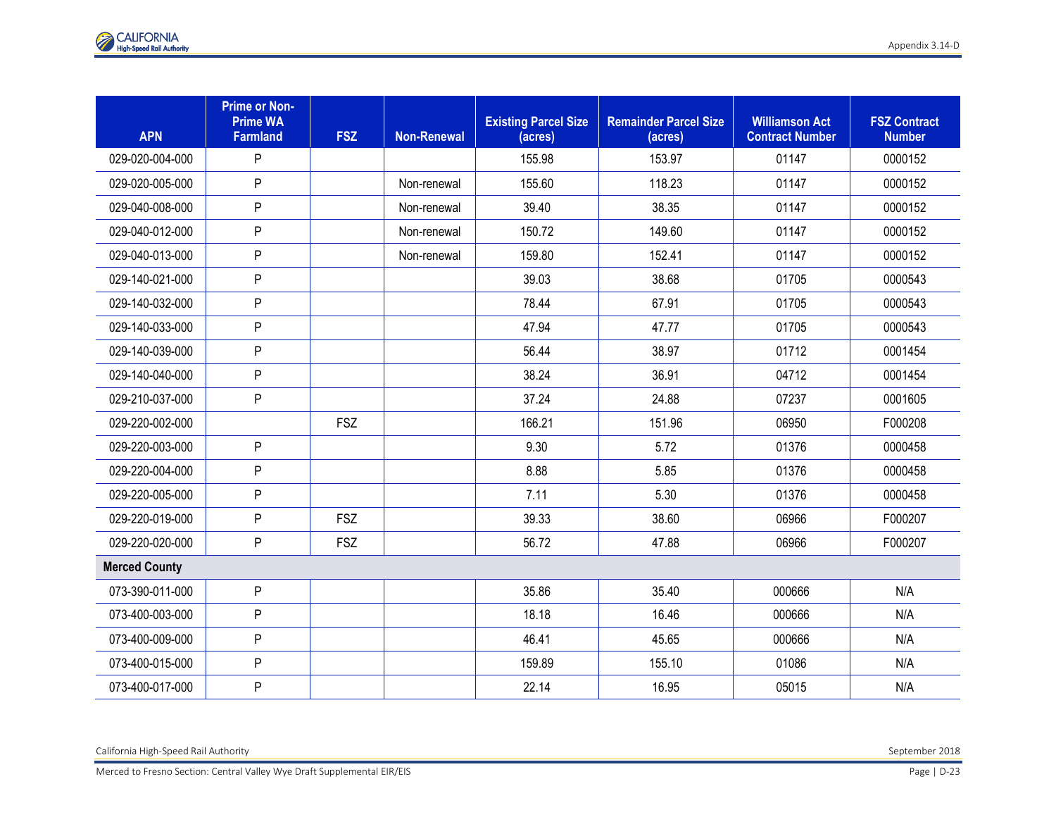| APN | Prime or Non-Prime WA Farmland | FSZ | Non-Renewal | Existing Parcel Size (acres) | Remainder Parcel Size (acres) | Williamson Act Contract Number | FSZ Contract Number |
|---|---|---|---|---|---|---|---|
| 029-020-004-000 | P | | | 155.98 | 153.97 | 01147 | 0000152 |
| 029-020-005-000 | P | | Non-renewal | 155.60 | 118.23 | 01147 | 0000152 |
| 029-040-008-000 | P | | Non-renewal | 39.40 | 38.35 | 01147 | 0000152 |
| 029-040-012-000 | P | | Non-renewal | 150.72 | 149.60 | 01147 | 0000152 |
| 029-040-013-000 | P | | Non-renewal | 159.80 | 152.41 | 01147 | 0000152 |
| 029-140-021-000 | P | | | 39.03 | 38.68 | 01705 | 0000543 |
| 029-140-032-000 | P | | | 78.44 | 67.91 | 01705 | 0000543 |
| 029-140-033-000 | P | | | 47.94 | 47.77 | 01705 | 0000543 |
| 029-140-039-000 | P | | | 56.44 | 38.97 | 01712 | 0001454 |
| 029-140-040-000 | P | | | 38.24 | 36.91 | 04712 | 0001454 |
| 029-210-037-000 | P | | | 37.24 | 24.88 | 07237 | 0001605 |
| 029-220-002-000 | | FSZ | | 166.21 | 151.96 | 06950 | F000208 |
| 029-220-003-000 | P | | | 9.30 | 5.72 | 01376 | 0000458 |
| 029-220-004-000 | P | | | 8.88 | 5.85 | 01376 | 0000458 |
| 029-220-005-000 | P | | | 7.11 | 5.30 | 01376 | 0000458 |
| 029-220-019-000 | P | FSZ | | 39.33 | 38.60 | 06966 | F000207 |
| 029-220-020-000 | P | FSZ | | 56.72 | 47.88 | 06966 | F000207 |
| **Merced County** | | | | | | | |
| 073-390-011-000 | P | | | 35.86 | 35.40 | 000666 | N/A |
| 073-400-003-000 | P | | | 18.18 | 16.46 | 000666 | N/A |
| 073-400-009-000 | P | | | 46.41 | 45.65 | 000666 | N/A |
| 073-400-015-000 | P | | | 159.89 | 155.10 | 01086 | N/A |
| 073-400-017-000 | P | | | 22.14 | 16.95 | 05015 | N/A |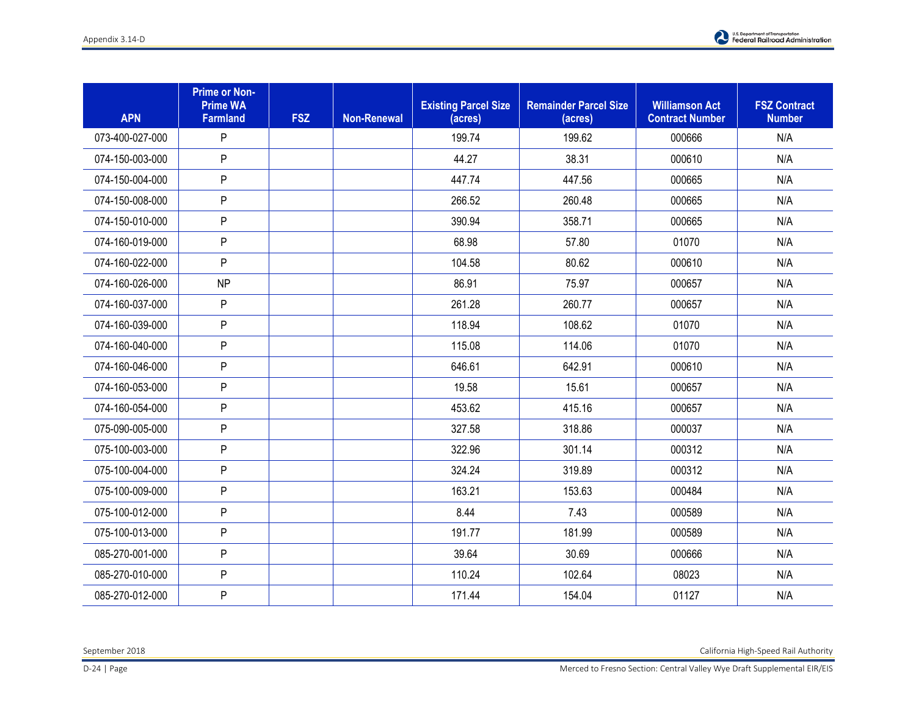| APN | Prime or Non-Prime WA Farmland | FSZ | Non-Renewal | Existing Parcel Size (acres) | Remainder Parcel Size (acres) | Williamson Act Contract Number | FSZ Contract Number |
|---|---|---|---|---|---|---|---|
| 073-400-027-000 | P | | | 199.74 | 199.62 | 000666 | N/A |
| 074-150-003-000 | P | | | 44.27 | 38.31 | 000610 | N/A |
| 074-150-004-000 | P | | | 447.74 | 447.56 | 000665 | N/A |
| 074-150-008-000 | P | | | 266.52 | 260.48 | 000665 | N/A |
| 074-150-010-000 | P | | | 390.94 | 358.71 | 000665 | N/A |
| 074-160-019-000 | P | | | 68.98 | 57.80 | 01070 | N/A |
| 074-160-022-000 | P | | | 104.58 | 80.62 | 000610 | N/A |
| 074-160-026-000 | NP | | | 86.91 | 75.97 | 000657 | N/A |
| 074-160-037-000 | P | | | 261.28 | 260.77 | 000657 | N/A |
| 074-160-039-000 | P | | | 118.94 | 108.62 | 01070 | N/A |
| 074-160-040-000 | P | | | 115.08 | 114.06 | 01070 | N/A |
| 074-160-046-000 | P | | | 646.61 | 642.91 | 000610 | N/A |
| 074-160-053-000 | P | | | 19.58 | 15.61 | 000657 | N/A |
| 074-160-054-000 | P | | | 453.62 | 415.16 | 000657 | N/A |
| 075-090-005-000 | P | | | 327.58 | 318.86 | 000037 | N/A |
| 075-100-003-000 | P | | | 322.96 | 301.14 | 000312 | N/A |
| 075-100-004-000 | P | | | 324.24 | 319.89 | 000312 | N/A |
| 075-100-009-000 | P | | | 163.21 | 153.63 | 000484 | N/A |
| 075-100-012-000 | P | | | 8.44 | 7.43 | 000589 | N/A |
| 075-100-013-000 | P | | | 191.77 | 181.99 | 000589 | N/A |
| 085-270-001-000 | P | | | 39.64 | 30.69 | 000666 | N/A |
| 085-270-010-000 | P | | | 110.24 | 102.64 | 08023 | N/A |
| 085-270-012-000 | P | | | 171.44 | 154.04 | 01127 | N/A |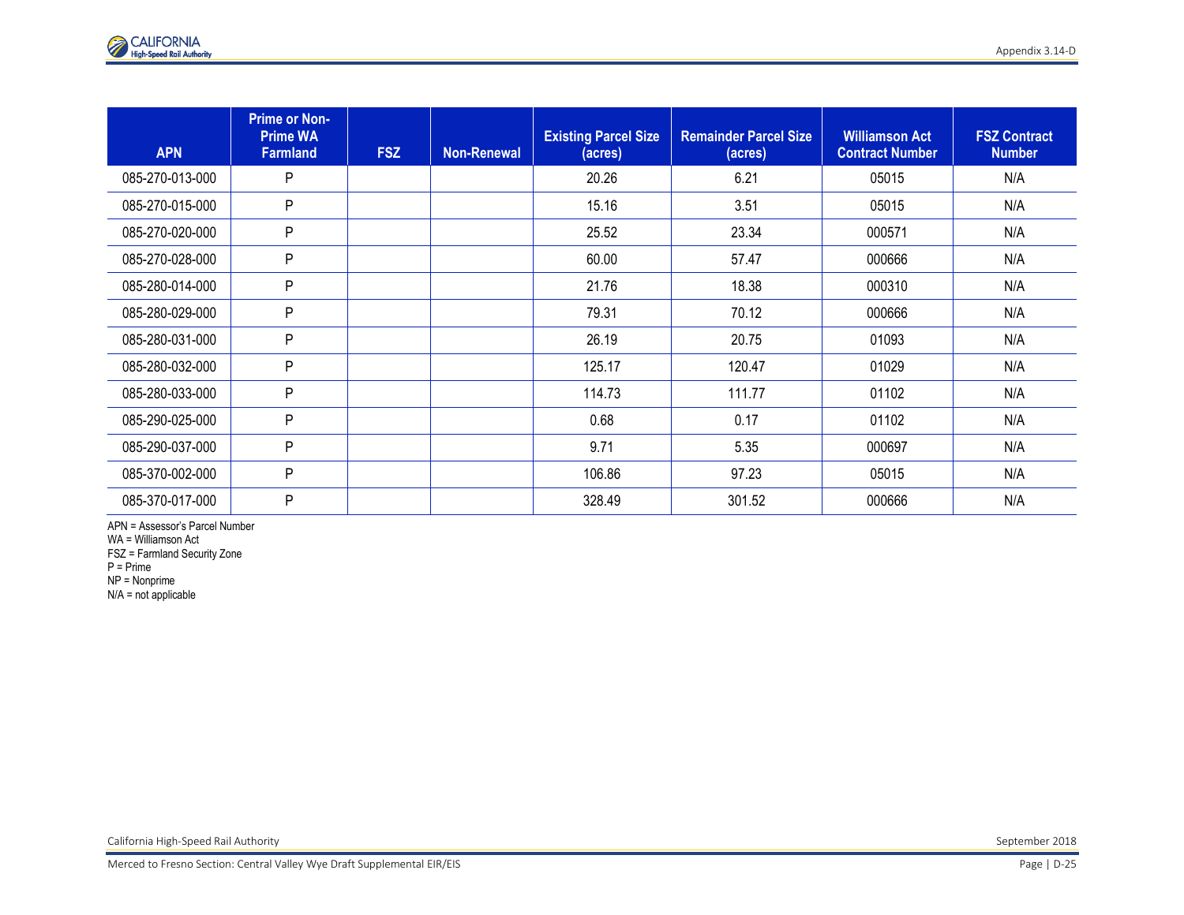| APN | Prime or Non-Prime WA Farmland | FSZ | Non-Renewal | Existing Parcel Size (acres) | Remainder Parcel Size (acres) | Williamson Act Contract Number | FSZ Contract Number |
|---|---|---|---|---|---|---|---|
| 085-270-013-000 | P | | | 20.26 | 6.21 | 05015 | N/A |
| 085-270-015-000 | P | | | 15.16 | 3.51 | 05015 | N/A |
| 085-270-020-000 | P | | | 25.52 | 23.34 | 000571 | N/A |
| 085-270-028-000 | P | | | 60.00 | 57.47 | 000666 | N/A |
| 085-280-014-000 | P | | | 21.76 | 18.38 | 000310 | N/A |
| 085-280-029-000 | P | | | 79.31 | 70.12 | 000666 | N/A |
| 085-280-031-000 | P | | | 26.19 | 20.75 | 01093 | N/A |
| 085-280-032-000 | P | | | 125.17 | 120.47 | 01029 | N/A |
| 085-280-033-000 | P | | | 114.73 | 111.77 | 01102 | N/A |
| 085-290-025-000 | P | | | 0.68 | 0.17 | 01102 | N/A |
| 085-290-037-000 | P | | | 9.71 | 5.35 | 000697 | N/A |
| 085-370-002-000 | P | | | 106.86 | 97.23 | 05015 | N/A |
| 085-370-017-000 | P | | | 328.49 | 301.52 | 000666 | N/A |

APN = Assessor's Parcel Number
WA = Williamson Act
FSZ = Farmland Security Zone
P = Prime
NP = Nonprime
N/A = not applicable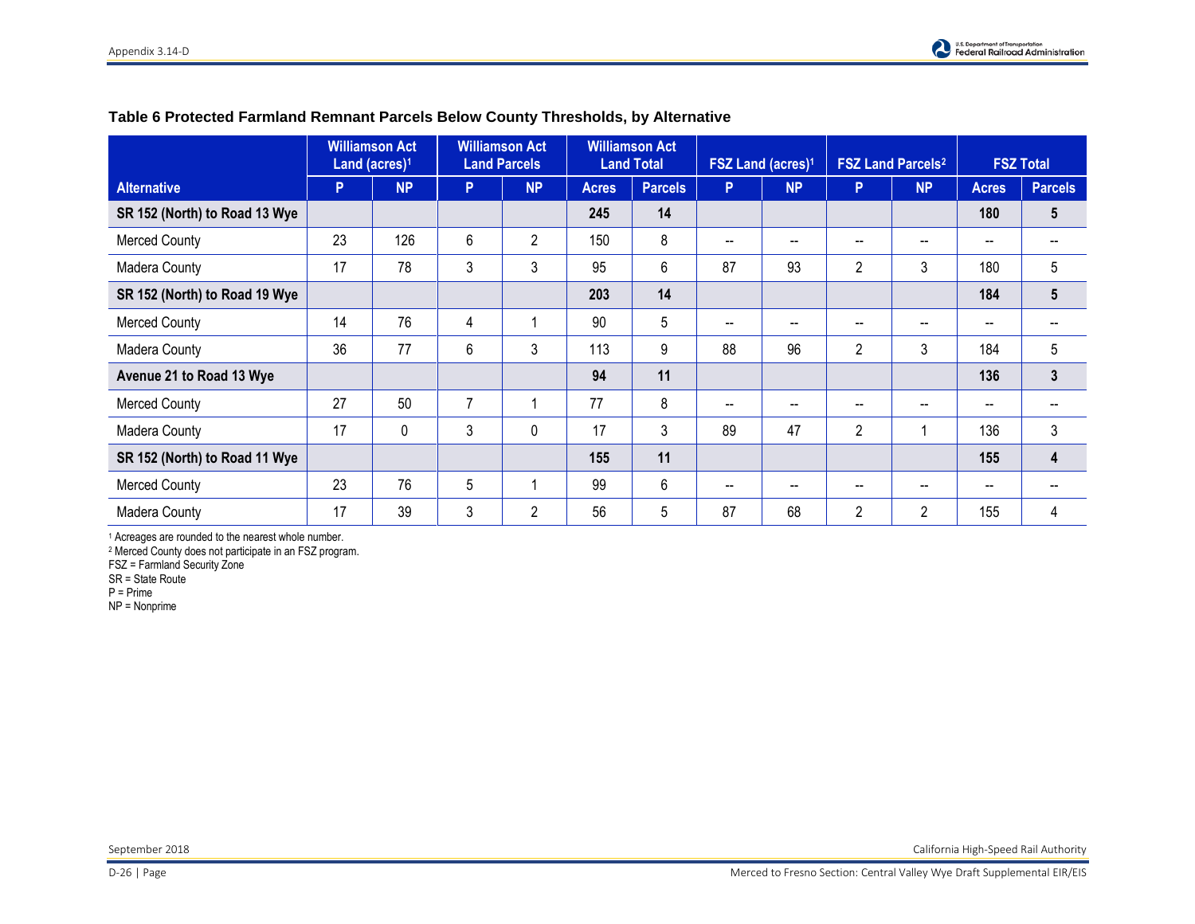**Table 6 Protected Farmland Remnant Parcels Below County Thresholds, by Alternative**

| | Williamson Act Land (acres)[1] | | Williamson Act Land Parcels | | Williamson Act Land Total | | FSZ Land (acres)[1] | | FSZ Land Parcels[2] | | FSZ Total | |
|---|---|---|---|---|---|---|---|---|---|---|---|---|
| **Alternative** | **P** | **NP** | **P** | **NP** | **Acres** | **Parcels** | **P** | **NP** | **P** | **NP** | **Acres** | **Parcels** |
| **SR 152 (North) to Road 13 Wye** | | | | | **245** | **14** | | | | | **180** | **5** |
| Merced County | 23 | 126 | 6 | 2 | 150 | 8 | -- | -- | -- | -- | -- | -- |
| Madera County | 17 | 78 | 3 | 3 | 95 | 6 | 87 | 93 | 2 | 3 | 180 | 5 |
| **SR 152 (North) to Road 19 Wye** | | | | | **203** | **14** | | | | | **184** | **5** |
| Merced County | 14 | 76 | 4 | 1 | 90 | 5 | -- | -- | -- | -- | -- | -- |
| Madera County | 36 | 77 | 6 | 3 | 113 | 9 | 88 | 96 | 2 | 3 | 184 | 5 |
| **Avenue 21 to Road 13 Wye** | | | | | **94** | **11** | | | | | **136** | **3** |
| Merced County | 27 | 50 | 7 | 1 | 77 | 8 | -- | -- | -- | -- | -- | -- |
| Madera County | 17 | 0 | 3 | 0 | 17 | 3 | 89 | 47 | 2 | 1 | 136 | 3 |
| **SR 152 (North) to Road 11 Wye** | | | | | **155** | **11** | | | | | **155** | **4** |
| Merced County | 23 | 76 | 5 | 1 | 99 | 6 | -- | -- | -- | -- | -- | -- |
| Madera County | 17 | 39 | 3 | 2 | 56 | 5 | 87 | 68 | 2 | 2 | 155 | 4 |

[1] Acreages are rounded to the nearest whole number.
[2] Merced County does not participate in an FSZ program.
FSZ = Farmland Security Zone
SR = State Route
P = Prime
NP = Nonprime